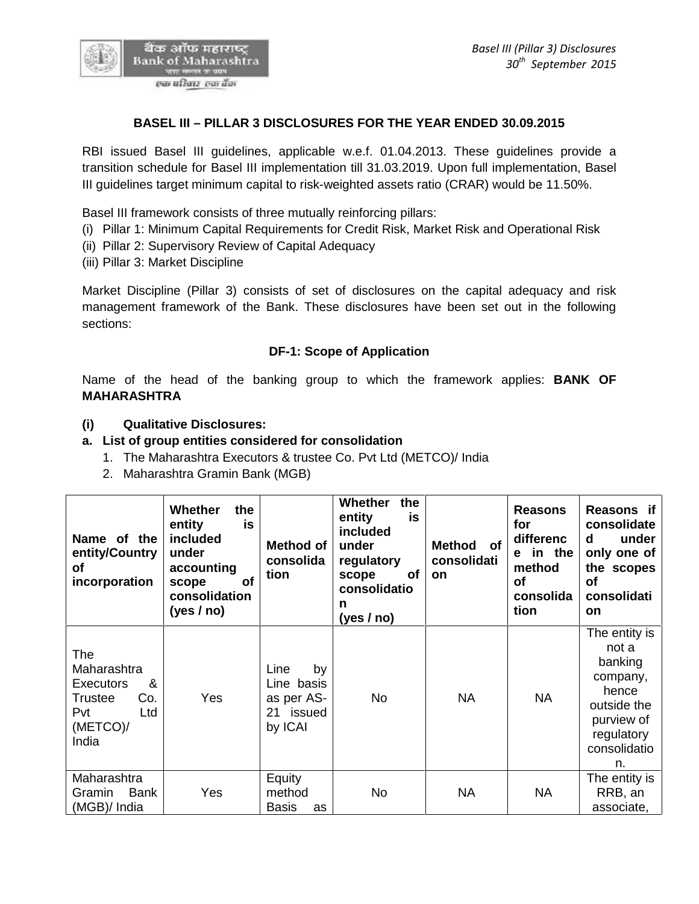## BASEL III – PILLAR 3 DISCLOSURES FOR THE YEAR ENDED 30.09.2015

RBI issued Basel III guidelines, applicable w.e.f. 01.04.2013. These guidelines provide a transition schedule for Basel III implementation till 31.03.2019. Upon full implementation, Basel III guidelines target minimum capital to risk-weighted assets ratio (CRAR) would be 11.50%.

Basel III framework consists of three mutually reinforcing pillars:

(i) Pillar 1: Minimum Capital Requirements for Credit Risk, Market Risk and Operational Risk
(ii) Pillar 2: Supervisory Review of Capital Adequacy
(iii) Pillar 3: Market Discipline

Market Discipline (Pillar 3) consists of set of disclosures on the capital adequacy and risk management framework of the Bank. These disclosures have been set out in the following sections:

### DF-1: Scope of Application

Name of the head of the banking group to which the framework applies: **BANK OF MAHARASHTRA**

**(i) Qualitative Disclosures:**

**a. List of group entities considered for consolidation**

1. The Maharashtra Executors & trustee Co. Pvt Ltd (METCO)/ India
2. Maharashtra Gramin Bank (MGB)

| Name of the entity/Country of incorporation | Whether the entity is included under accounting scope of consolidation (yes / no) | Method of consolidation | Whether the entity is included under regulatory scope of consolidation (yes / no) | Method of consolidation | Reasons for difference in the method of consolidation | Reasons if consolidated under only one of the scopes of consolidation |
|---|---|---|---|---|---|---|
| The Maharashtra Executors & Trustee Co. Pvt Ltd (METCO)/ India | Yes | Line by Line basis as per AS-21 issued by ICAI | No | NA | NA | The entity is not a banking company, hence outside the purview of regulatory consolidation. |
| Maharashtra Gramin Bank (MGB)/ India | Yes | Equity method Basis as | No | NA | NA | The entity is RRB, an associate, |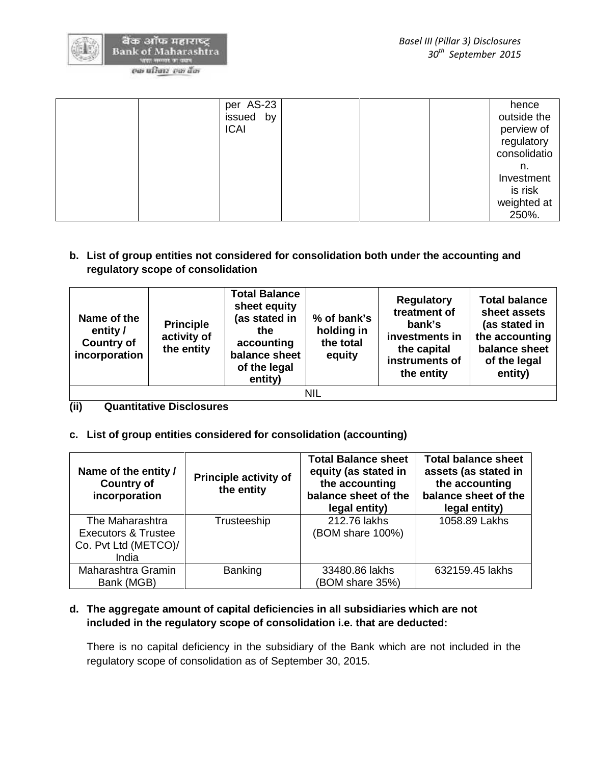| | | per AS-23 issued by ICAI | | | | hence outside the perview of regulatory consolidation. Investment is risk weighted at 250%. |
|---|---|---|---|---|---|---|

**b. List of group entities not considered for consolidation both under the accounting and regulatory scope of consolidation**

| Name of the entity / Country of incorporation | Principle activity of the entity | Total Balance sheet equity (as stated in the accounting balance sheet of the legal entity) | % of bank's holding in the total equity | Regulatory treatment of bank's investments in the capital instruments of the entity | Total balance sheet assets (as stated in the accounting balance sheet of the legal entity) |
|---|---|---|---|---|---|
| NIL | | | | | |

**(ii) Quantitative Disclosures**

**c. List of group entities considered for consolidation (accounting)**

| Name of the entity / Country of incorporation | Principle activity of the entity | Total Balance sheet equity (as stated in the accounting balance sheet of the legal entity) | Total balance sheet assets (as stated in the accounting balance sheet of the legal entity) |
|---|---|---|---|
| The Maharashtra Executors & Trustee Co. Pvt Ltd (METCO)/ India | Trusteeship | 212.76 lakhs (BOM share 100%) | 1058.89 Lakhs |
| Maharashtra Gramin Bank (MGB) | Banking | 33480.86 lakhs (BOM share 35%) | 632159.45 lakhs |

**d. The aggregate amount of capital deficiencies in all subsidiaries which are not included in the regulatory scope of consolidation i.e. that are deducted:**

There is no capital deficiency in the subsidiary of the Bank which are not included in the regulatory scope of consolidation as of September 30, 2015.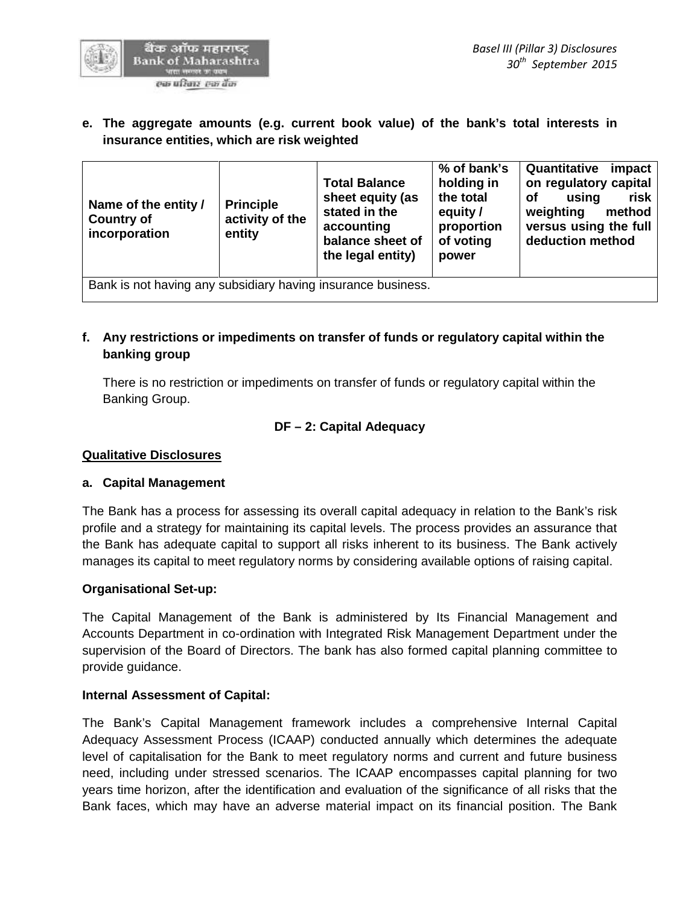**e. The aggregate amounts (e.g. current book value) of the bank's total interests in insurance entities, which are risk weighted**

| Name of the entity / Country of incorporation | Principle activity of the entity | Total Balance sheet equity (as stated in the accounting balance sheet of the legal entity) | % of bank's holding in the total equity / proportion of voting power | Quantitative impact on regulatory capital of using risk weighting method versus using the full deduction method |
|---|---|---|---|---|
| Bank is not having any subsidiary having insurance business. | | | | |

**f. Any restrictions or impediments on transfer of funds or regulatory capital within the banking group**

There is no restriction or impediments on transfer of funds or regulatory capital within the Banking Group.

## DF – 2: Capital Adequacy

**Qualitative Disclosures**

**a. Capital Management**

The Bank has a process for assessing its overall capital adequacy in relation to the Bank's risk profile and a strategy for maintaining its capital levels. The process provides an assurance that the Bank has adequate capital to support all risks inherent to its business. The Bank actively manages its capital to meet regulatory norms by considering available options of raising capital.

**Organisational Set-up:**

The Capital Management of the Bank is administered by Its Financial Management and Accounts Department in co-ordination with Integrated Risk Management Department under the supervision of the Board of Directors. The bank has also formed capital planning committee to provide guidance.

**Internal Assessment of Capital:**

The Bank's Capital Management framework includes a comprehensive Internal Capital Adequacy Assessment Process (ICAAP) conducted annually which determines the adequate level of capitalisation for the Bank to meet regulatory norms and current and future business need, including under stressed scenarios. The ICAAP encompasses capital planning for two years time horizon, after the identification and evaluation of the significance of all risks that the Bank faces, which may have an adverse material impact on its financial position. The Bank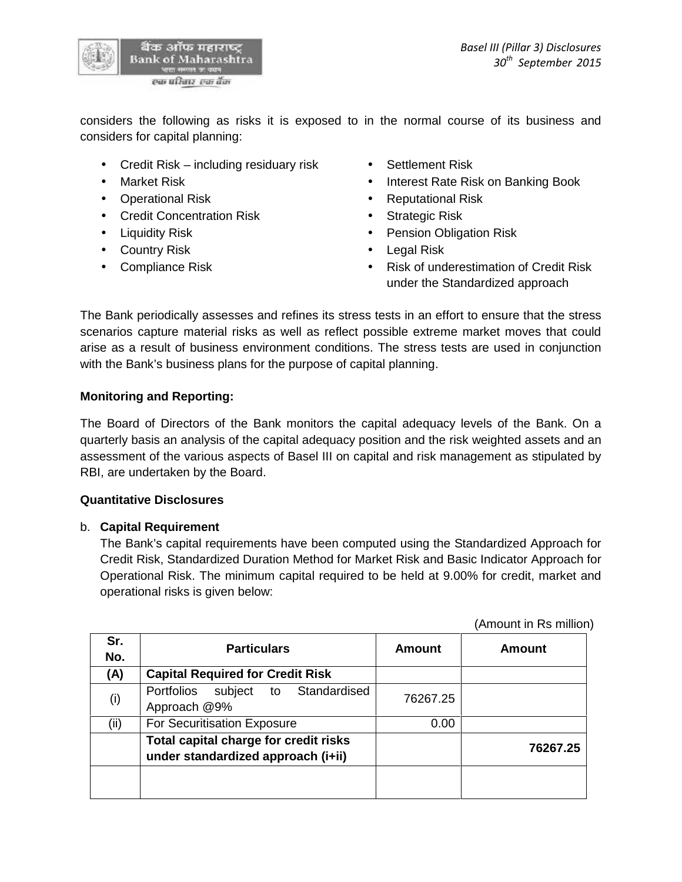considers the following as risks it is exposed to in the normal course of its business and considers for capital planning:

- Credit Risk – including residuary risk
- Market Risk
- Operational Risk
- Credit Concentration Risk
- Liquidity Risk
- Country Risk
- Compliance Risk
- Settlement Risk
- Interest Rate Risk on Banking Book
- Reputational Risk
- Strategic Risk
- Pension Obligation Risk
- Legal Risk
- Risk of underestimation of Credit Risk under the Standardized approach

The Bank periodically assesses and refines its stress tests in an effort to ensure that the stress scenarios capture material risks as well as reflect possible extreme market moves that could arise as a result of business environment conditions. The stress tests are used in conjunction with the Bank's business plans for the purpose of capital planning.

**Monitoring and Reporting:**

The Board of Directors of the Bank monitors the capital adequacy levels of the Bank. On a quarterly basis an analysis of the capital adequacy position and the risk weighted assets and an assessment of the various aspects of Basel III on capital and risk management as stipulated by RBI, are undertaken by the Board.

**Quantitative Disclosures**

b. **Capital Requirement**

The Bank's capital requirements have been computed using the Standardized Approach for Credit Risk, Standardized Duration Method for Market Risk and Basic Indicator Approach for Operational Risk. The minimum capital required to be held at 9.00% for credit, market and operational risks is given below:

(Amount in Rs million)

| Sr. No. | Particulars | Amount | Amount |
|---|---|---|---|
| **(A)** | **Capital Required for Credit Risk** | | |
| (i) | Portfolios subject to Standardised Approach @9% | 76267.25 | |
| (ii) | For Securitisation Exposure | 0.00 | |
| | **Total capital charge for credit risks under standardized approach (i+ii)** | | **76267.25** |
| | | | |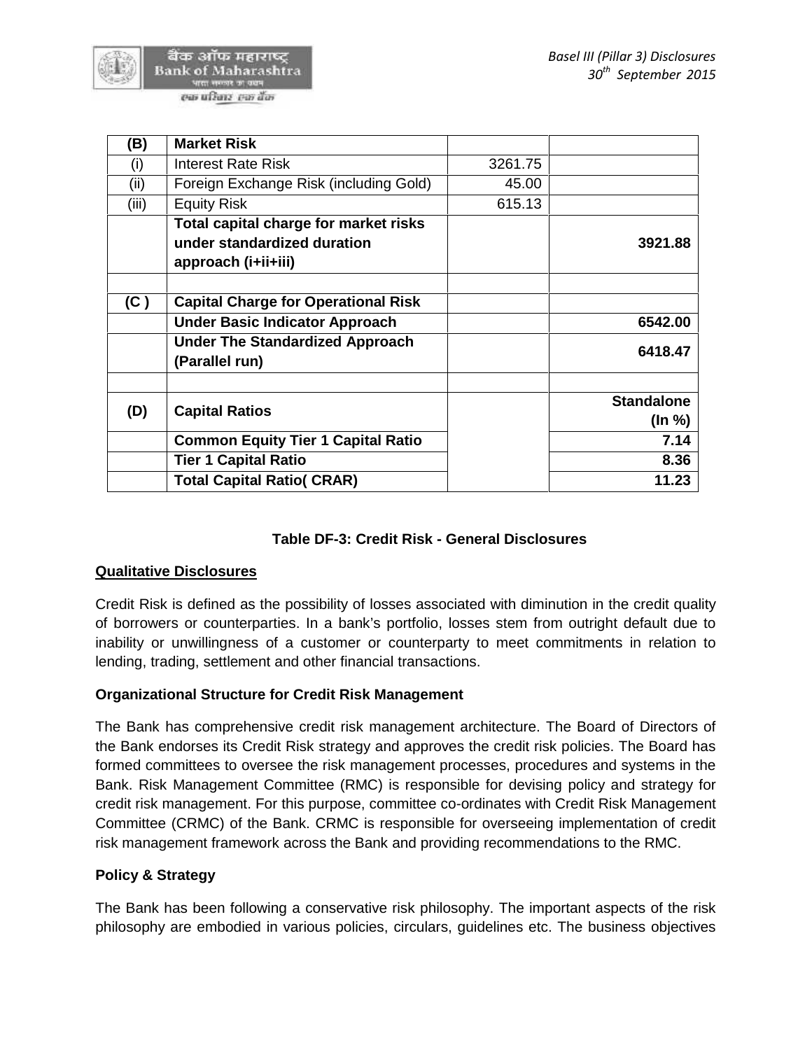| (B) | Market Risk | | |
|---|---|---|---|
| (i) | Interest Rate Risk | 3261.75 | |
| (ii) | Foreign Exchange Risk (including Gold) | 45.00 | |
| (iii) | Equity Risk | 615.13 | |
| | **Total capital charge for market risks under standardized duration approach (i+ii+iii)** | | **3921.88** |
| | | | |
| **(C )** | **Capital Charge for Operational Risk** | | |
| | **Under Basic Indicator Approach** | | **6542.00** |
| | **Under The Standardized Approach (Parallel run)** | | **6418.47** |
| | | | |
| **(D)** | **Capital Ratios** | | **Standalone (In %)** |
| | **Common Equity Tier 1 Capital Ratio** | | **7.14** |
| | **Tier 1 Capital Ratio** | | **8.36** |
| | **Total Capital Ratio( CRAR)** | | **11.23** |

### Table DF-3: Credit Risk - General Disclosures

**Qualitative Disclosures**

Credit Risk is defined as the possibility of losses associated with diminution in the credit quality of borrowers or counterparties. In a bank's portfolio, losses stem from outright default due to inability or unwillingness of a customer or counterparty to meet commitments in relation to lending, trading, settlement and other financial transactions.

**Organizational Structure for Credit Risk Management**

The Bank has comprehensive credit risk management architecture. The Board of Directors of the Bank endorses its Credit Risk strategy and approves the credit risk policies. The Board has formed committees to oversee the risk management processes, procedures and systems in the Bank. Risk Management Committee (RMC) is responsible for devising policy and strategy for credit risk management. For this purpose, committee co-ordinates with Credit Risk Management Committee (CRMC) of the Bank. CRMC is responsible for overseeing implementation of credit risk management framework across the Bank and providing recommendations to the RMC.

**Policy & Strategy**

The Bank has been following a conservative risk philosophy. The important aspects of the risk philosophy are embodied in various policies, circulars, guidelines etc. The business objectives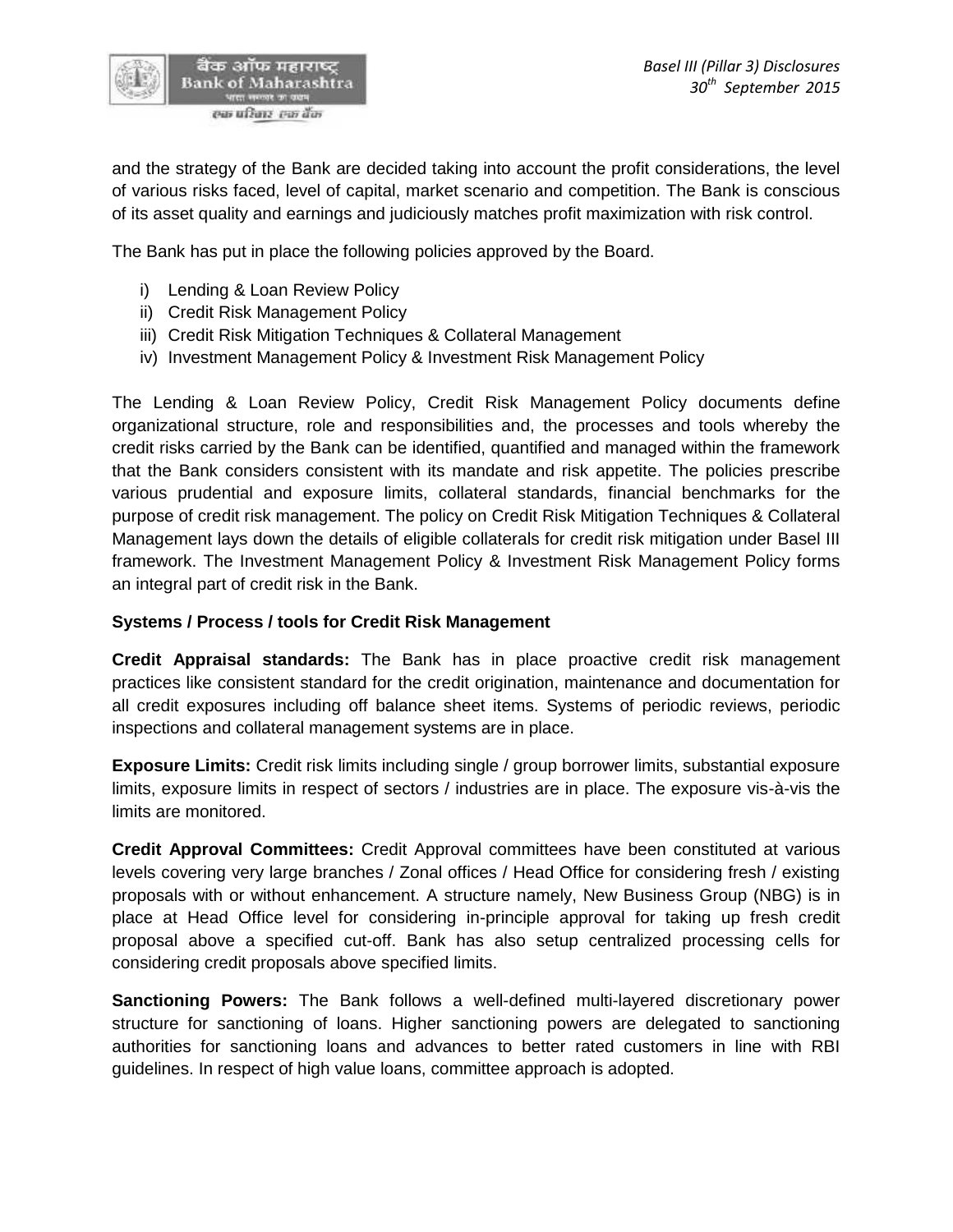and the strategy of the Bank are decided taking into account the profit considerations, the level of various risks faced, level of capital, market scenario and competition. The Bank is conscious of its asset quality and earnings and judiciously matches profit maximization with risk control.

The Bank has put in place the following policies approved by the Board.

i) Lending & Loan Review Policy
ii) Credit Risk Management Policy
iii) Credit Risk Mitigation Techniques & Collateral Management
iv) Investment Management Policy & Investment Risk Management Policy

The Lending & Loan Review Policy, Credit Risk Management Policy documents define organizational structure, role and responsibilities and, the processes and tools whereby the credit risks carried by the Bank can be identified, quantified and managed within the framework that the Bank considers consistent with its mandate and risk appetite. The policies prescribe various prudential and exposure limits, collateral standards, financial benchmarks for the purpose of credit risk management. The policy on Credit Risk Mitigation Techniques & Collateral Management lays down the details of eligible collaterals for credit risk mitigation under Basel III framework. The Investment Management Policy & Investment Risk Management Policy forms an integral part of credit risk in the Bank.

**Systems / Process / tools for Credit Risk Management**

**Credit Appraisal standards:** The Bank has in place proactive credit risk management practices like consistent standard for the credit origination, maintenance and documentation for all credit exposures including off balance sheet items. Systems of periodic reviews, periodic inspections and collateral management systems are in place.

**Exposure Limits:** Credit risk limits including single / group borrower limits, substantial exposure limits, exposure limits in respect of sectors / industries are in place. The exposure vis-à-vis the limits are monitored.

**Credit Approval Committees:** Credit Approval committees have been constituted at various levels covering very large branches / Zonal offices / Head Office for considering fresh / existing proposals with or without enhancement. A structure namely, New Business Group (NBG) is in place at Head Office level for considering in-principle approval for taking up fresh credit proposal above a specified cut-off. Bank has also setup centralized processing cells for considering credit proposals above specified limits.

**Sanctioning Powers:** The Bank follows a well-defined multi-layered discretionary power structure for sanctioning of loans. Higher sanctioning powers are delegated to sanctioning authorities for sanctioning loans and advances to better rated customers in line with RBI guidelines. In respect of high value loans, committee approach is adopted.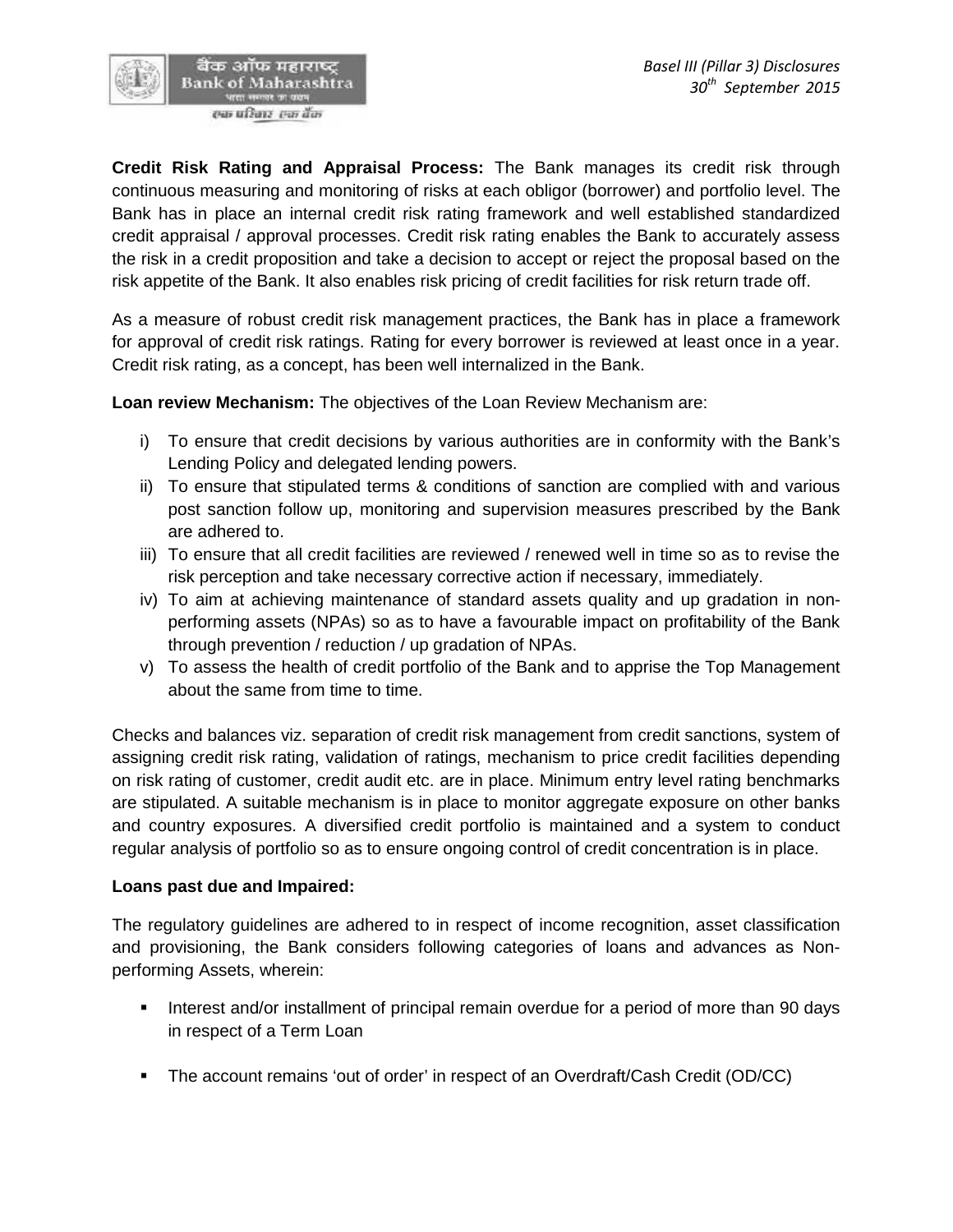**Credit Risk Rating and Appraisal Process:** The Bank manages its credit risk through continuous measuring and monitoring of risks at each obligor (borrower) and portfolio level. The Bank has in place an internal credit risk rating framework and well established standardized credit appraisal / approval processes. Credit risk rating enables the Bank to accurately assess the risk in a credit proposition and take a decision to accept or reject the proposal based on the risk appetite of the Bank. It also enables risk pricing of credit facilities for risk return trade off.

As a measure of robust credit risk management practices, the Bank has in place a framework for approval of credit risk ratings. Rating for every borrower is reviewed at least once in a year. Credit risk rating, as a concept, has been well internalized in the Bank.

**Loan review Mechanism:** The objectives of the Loan Review Mechanism are:

i) To ensure that credit decisions by various authorities are in conformity with the Bank's Lending Policy and delegated lending powers.
ii) To ensure that stipulated terms & conditions of sanction are complied with and various post sanction follow up, monitoring and supervision measures prescribed by the Bank are adhered to.
iii) To ensure that all credit facilities are reviewed / renewed well in time so as to revise the risk perception and take necessary corrective action if necessary, immediately.
iv) To aim at achieving maintenance of standard assets quality and up gradation in non-performing assets (NPAs) so as to have a favourable impact on profitability of the Bank through prevention / reduction / up gradation of NPAs.
v) To assess the health of credit portfolio of the Bank and to apprise the Top Management about the same from time to time.

Checks and balances viz. separation of credit risk management from credit sanctions, system of assigning credit risk rating, validation of ratings, mechanism to price credit facilities depending on risk rating of customer, credit audit etc. are in place. Minimum entry level rating benchmarks are stipulated. A suitable mechanism is in place to monitor aggregate exposure on other banks and country exposures. A diversified credit portfolio is maintained and a system to conduct regular analysis of portfolio so as to ensure ongoing control of credit concentration is in place.

**Loans past due and Impaired:**

The regulatory guidelines are adhered to in respect of income recognition, asset classification and provisioning, the Bank considers following categories of loans and advances as Non-performing Assets, wherein:

- Interest and/or installment of principal remain overdue for a period of more than 90 days in respect of a Term Loan
- The account remains 'out of order' in respect of an Overdraft/Cash Credit (OD/CC)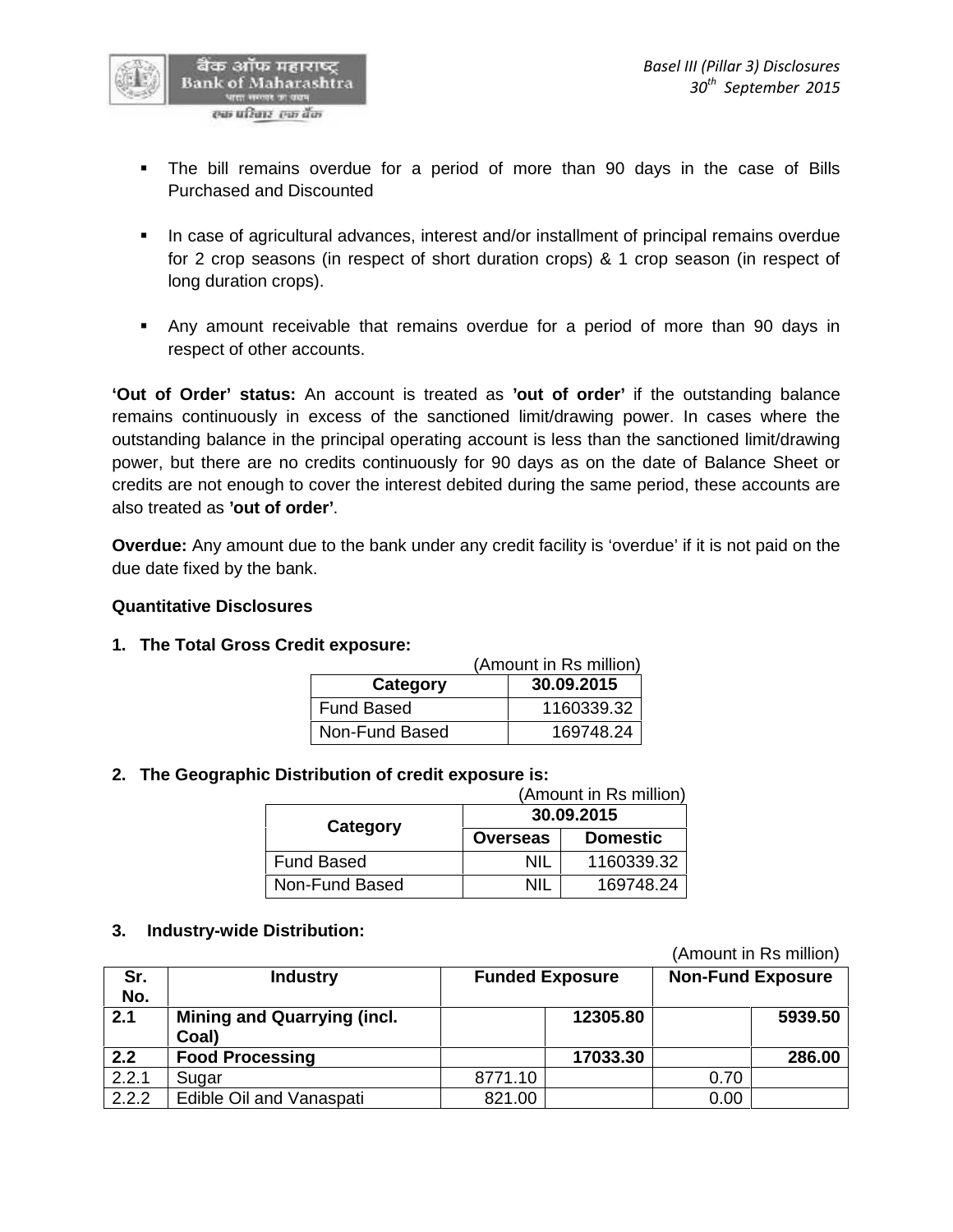- The bill remains overdue for a period of more than 90 days in the case of Bills Purchased and Discounted

- In case of agricultural advances, interest and/or installment of principal remains overdue for 2 crop seasons (in respect of short duration crops) & 1 crop season (in respect of long duration crops).

- Any amount receivable that remains overdue for a period of more than 90 days in respect of other accounts.

**'Out of Order' status:** An account is treated as **'out of order'** if the outstanding balance remains continuously in excess of the sanctioned limit/drawing power. In cases where the outstanding balance in the principal operating account is less than the sanctioned limit/drawing power, but there are no credits continuously for 90 days as on the date of Balance Sheet or credits are not enough to cover the interest debited during the same period, these accounts are also treated as **'out of order'**.

**Overdue:** Any amount due to the bank under any credit facility is 'overdue' if it is not paid on the due date fixed by the bank.

**Quantitative Disclosures**

**1. The Total Gross Credit exposure:**

(Amount in Rs million)

| Category | 30.09.2015 |
|---|---|
| Fund Based | 1160339.32 |
| Non-Fund Based | 169748.24 |

**2. The Geographic Distribution of credit exposure is:**

(Amount in Rs million)

| Category | 30.09.2015 | |
|---|---|---|
| | Overseas | Domestic |
| Fund Based | NIL | 1160339.32 |
| Non-Fund Based | NIL | 169748.24 |

**3. Industry-wide Distribution:**

(Amount in Rs million)

| Sr. No. | Industry | Funded Exposure | | Non-Fund Exposure | |
|---|---|---|---|---|---|
| **2.1** | **Mining and Quarrying (incl. Coal)** | | **12305.80** | | **5939.50** |
| **2.2** | **Food Processing** | | **17033.30** | | **286.00** |
| 2.2.1 | Sugar | 8771.10 | | 0.70 | |
| 2.2.2 | Edible Oil and Vanaspati | 821.00 | | 0.00 | |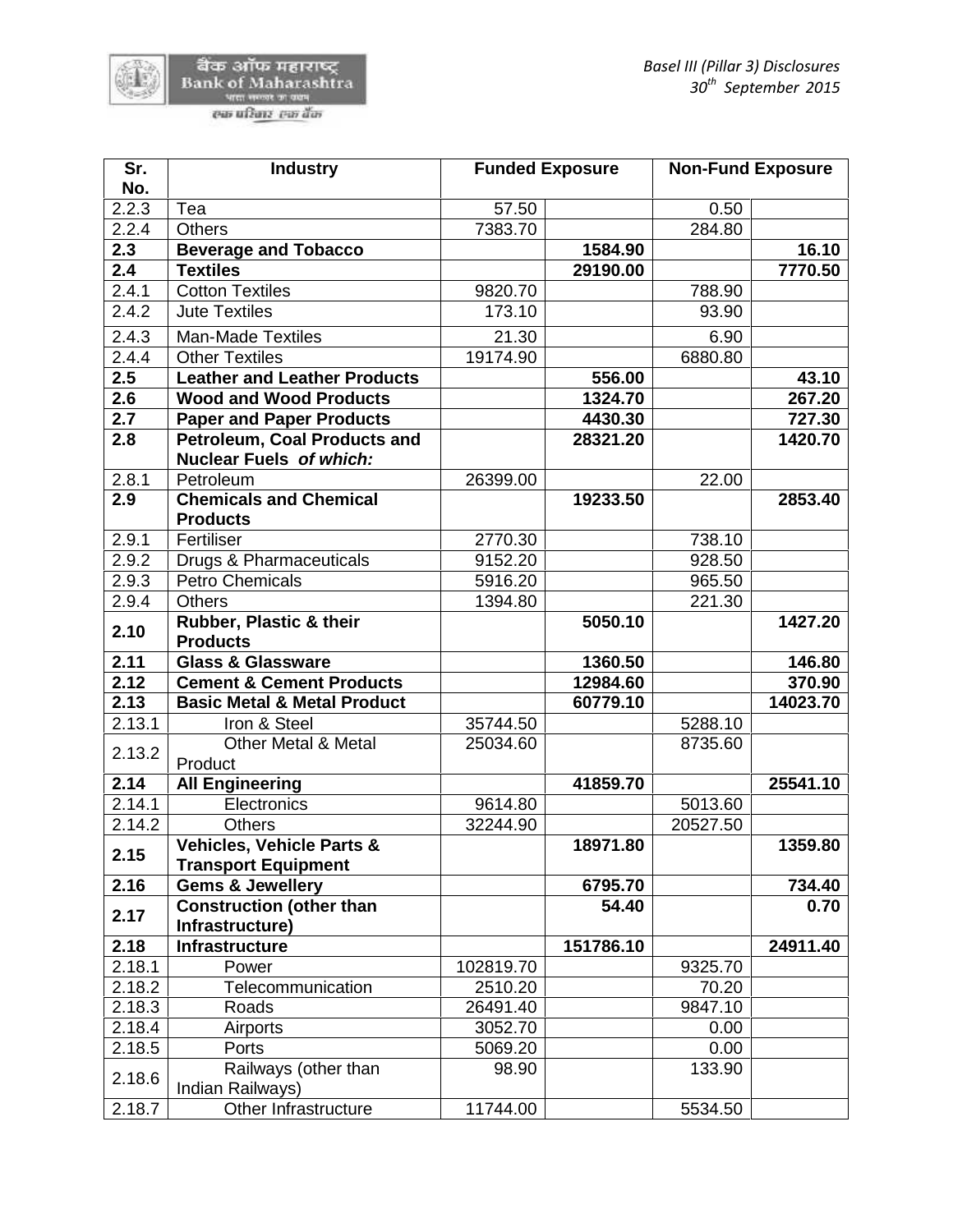| Sr. No. | Industry | Funded Exposure | | Non-Fund Exposure | |
|---|---|---|---|---|---|
| 2.2.3 | Tea | 57.50 | | 0.50 | |
| 2.2.4 | Others | 7383.70 | | 284.80 | |
| **2.3** | **Beverage and Tobacco** | | **1584.90** | | **16.10** |
| **2.4** | **Textiles** | | **29190.00** | | **7770.50** |
| 2.4.1 | Cotton Textiles | 9820.70 | | 788.90 | |
| 2.4.2 | Jute Textiles | 173.10 | | 93.90 | |
| 2.4.3 | Man-Made Textiles | 21.30 | | 6.90 | |
| 2.4.4 | Other Textiles | 19174.90 | | 6880.80 | |
| **2.5** | **Leather and Leather Products** | | **556.00** | | **43.10** |
| **2.6** | **Wood and Wood Products** | | **1324.70** | | **267.20** |
| **2.7** | **Paper and Paper Products** | | **4430.30** | | **727.30** |
| **2.8** | **Petroleum, Coal Products and Nuclear Fuels *of which:*** | | **28321.20** | | **1420.70** |
| 2.8.1 | Petroleum | 26399.00 | | 22.00 | |
| **2.9** | **Chemicals and Chemical Products** | | **19233.50** | | **2853.40** |
| 2.9.1 | Fertiliser | 2770.30 | | 738.10 | |
| 2.9.2 | Drugs & Pharmaceuticals | 9152.20 | | 928.50 | |
| 2.9.3 | Petro Chemicals | 5916.20 | | 965.50 | |
| 2.9.4 | Others | 1394.80 | | 221.30 | |
| **2.10** | **Rubber, Plastic & their Products** | | **5050.10** | | **1427.20** |
| **2.11** | **Glass & Glassware** | | **1360.50** | | **146.80** |
| **2.12** | **Cement & Cement Products** | | **12984.60** | | **370.90** |
| **2.13** | **Basic Metal & Metal Product** | | **60779.10** | | **14023.70** |
| 2.13.1 | Iron & Steel | 35744.50 | | 5288.10 | |
| 2.13.2 | Other Metal & Metal Product | 25034.60 | | 8735.60 | |
| **2.14** | **All Engineering** | | **41859.70** | | **25541.10** |
| 2.14.1 | Electronics | 9614.80 | | 5013.60 | |
| 2.14.2 | Others | 32244.90 | | 20527.50 | |
| **2.15** | **Vehicles, Vehicle Parts & Transport Equipment** | | **18971.80** | | **1359.80** |
| **2.16** | **Gems & Jewellery** | | **6795.70** | | **734.40** |
| **2.17** | **Construction (other than Infrastructure)** | | **54.40** | | **0.70** |
| **2.18** | **Infrastructure** | | **151786.10** | | **24911.40** |
| 2.18.1 | Power | 102819.70 | | 9325.70 | |
| 2.18.2 | Telecommunication | 2510.20 | | 70.20 | |
| 2.18.3 | Roads | 26491.40 | | 9847.10 | |
| 2.18.4 | Airports | 3052.70 | | 0.00 | |
| 2.18.5 | Ports | 5069.20 | | 0.00 | |
| 2.18.6 | Railways (other than Indian Railways) | 98.90 | | 133.90 | |
| 2.18.7 | Other Infrastructure | 11744.00 | | 5534.50 | |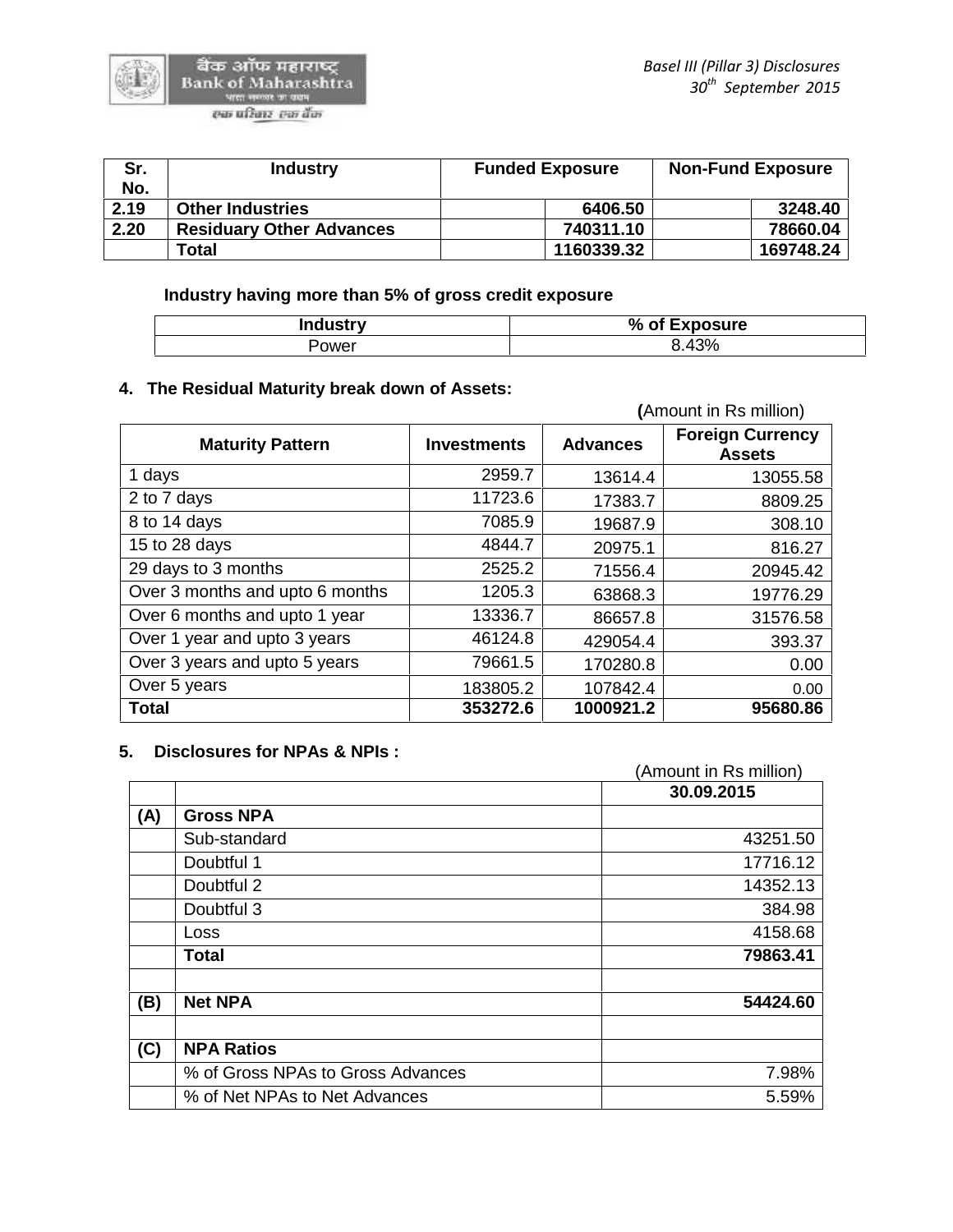| Sr. No. | Industry | Funded Exposure | Non-Fund Exposure |
|---|---|---|---|
| 2.19 | **Other Industries** | **6406.50** | **3248.40** |
| 2.20 | **Residuary Other Advances** | **740311.10** | **78660.04** |
| | **Total** | **1160339.32** | **169748.24** |

**Industry having more than 5% of gross credit exposure**

| Industry | % of Exposure |
|---|---|
| Power | 8.43% |

### 4. The Residual Maturity break down of Assets:

**(**Amount in Rs million)

| Maturity Pattern | Investments | Advances | Foreign Currency Assets |
|---|---|---|---|
| 1 days | 2959.7 | 13614.4 | 13055.58 |
| 2 to 7 days | 11723.6 | 17383.7 | 8809.25 |
| 8 to 14 days | 7085.9 | 19687.9 | 308.10 |
| 15 to 28 days | 4844.7 | 20975.1 | 816.27 |
| 29 days to 3 months | 2525.2 | 71556.4 | 20945.42 |
| Over 3 months and upto 6 months | 1205.3 | 63868.3 | 19776.29 |
| Over 6 months and upto 1 year | 13336.7 | 86657.8 | 31576.58 |
| Over 1 year and upto 3 years | 46124.8 | 429054.4 | 393.37 |
| Over 3 years and upto 5 years | 79661.5 | 170280.8 | 0.00 |
| Over 5 years | 183805.2 | 107842.4 | 0.00 |
| **Total** | **353272.6** | **1000921.2** | **95680.86** |

### 5. Disclosures for NPAs & NPIs :

(Amount in Rs million)

| | | 30.09.2015 |
|---|---|---|
| **(A)** | **Gross NPA** | |
| | Sub-standard | 43251.50 |
| | Doubtful 1 | 17716.12 |
| | Doubtful 2 | 14352.13 |
| | Doubtful 3 | 384.98 |
| | Loss | 4158.68 |
| | **Total** | **79863.41** |
| | | |
| **(B)** | **Net NPA** | **54424.60** |
| | | |
| **(C)** | **NPA Ratios** | |
| | % of Gross NPAs to Gross Advances | 7.98% |
| | % of Net NPAs to Net Advances | 5.59% |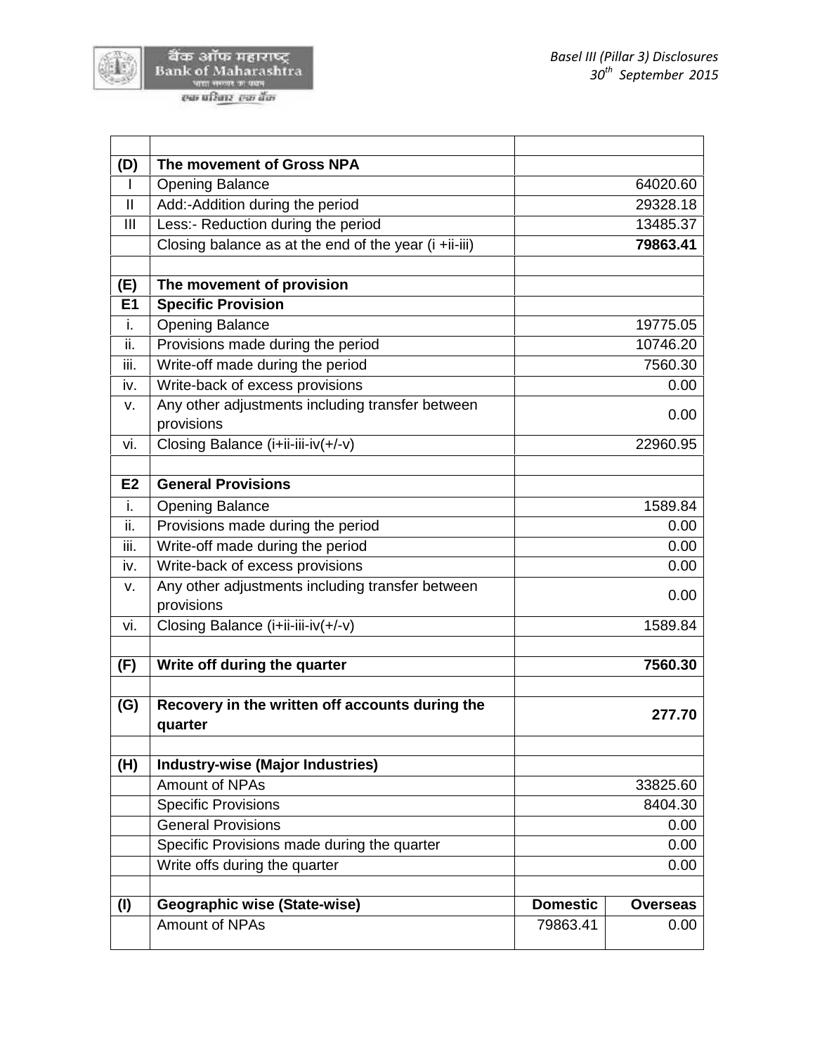| | | | |
|---|---|---|---|
| **(D)** | **The movement of Gross NPA** | | |
| I | Opening Balance | 64020.60 | |
| II | Add:-Addition during the period | 29328.18 | |
| III | Less:- Reduction during the period | 13485.37 | |
| | Closing balance as at the end of the year (i +ii-iii) | **79863.41** | |
| | | | |
| **(E)** | **The movement of provision** | | |
| **E1** | **Specific Provision** | | |
| i. | Opening Balance | 19775.05 | |
| ii. | Provisions made during the period | 10746.20 | |
| iii. | Write-off made during the period | 7560.30 | |
| iv. | Write-back of excess provisions | 0.00 | |
| v. | Any other adjustments including transfer between provisions | 0.00 | |
| vi. | Closing Balance (i+ii-iii-iv(+/-v) | 22960.95 | |
| | | | |
| **E2** | **General Provisions** | | |
| i. | Opening Balance | 1589.84 | |
| ii. | Provisions made during the period | 0.00 | |
| iii. | Write-off made during the period | 0.00 | |
| iv. | Write-back of excess provisions | 0.00 | |
| v. | Any other adjustments including transfer between provisions | 0.00 | |
| vi. | Closing Balance (i+ii-iii-iv(+/-v) | 1589.84 | |
| | | | |
| **(F)** | **Write off during the quarter** | **7560.30** | |
| | | | |
| **(G)** | **Recovery in the written off accounts during the quarter** | **277.70** | |
| | | | |
| **(H)** | **Industry-wise (Major Industries)** | | |
| | Amount of NPAs | 33825.60 | |
| | Specific Provisions | 8404.30 | |
| | General Provisions | 0.00 | |
| | Specific Provisions made during the quarter | 0.00 | |
| | Write offs during the quarter | 0.00 | |
| | | | |
| **(I)** | **Geographic wise (State-wise)** | **Domestic** | **Overseas** |
| | Amount of NPAs | 79863.41 | 0.00 |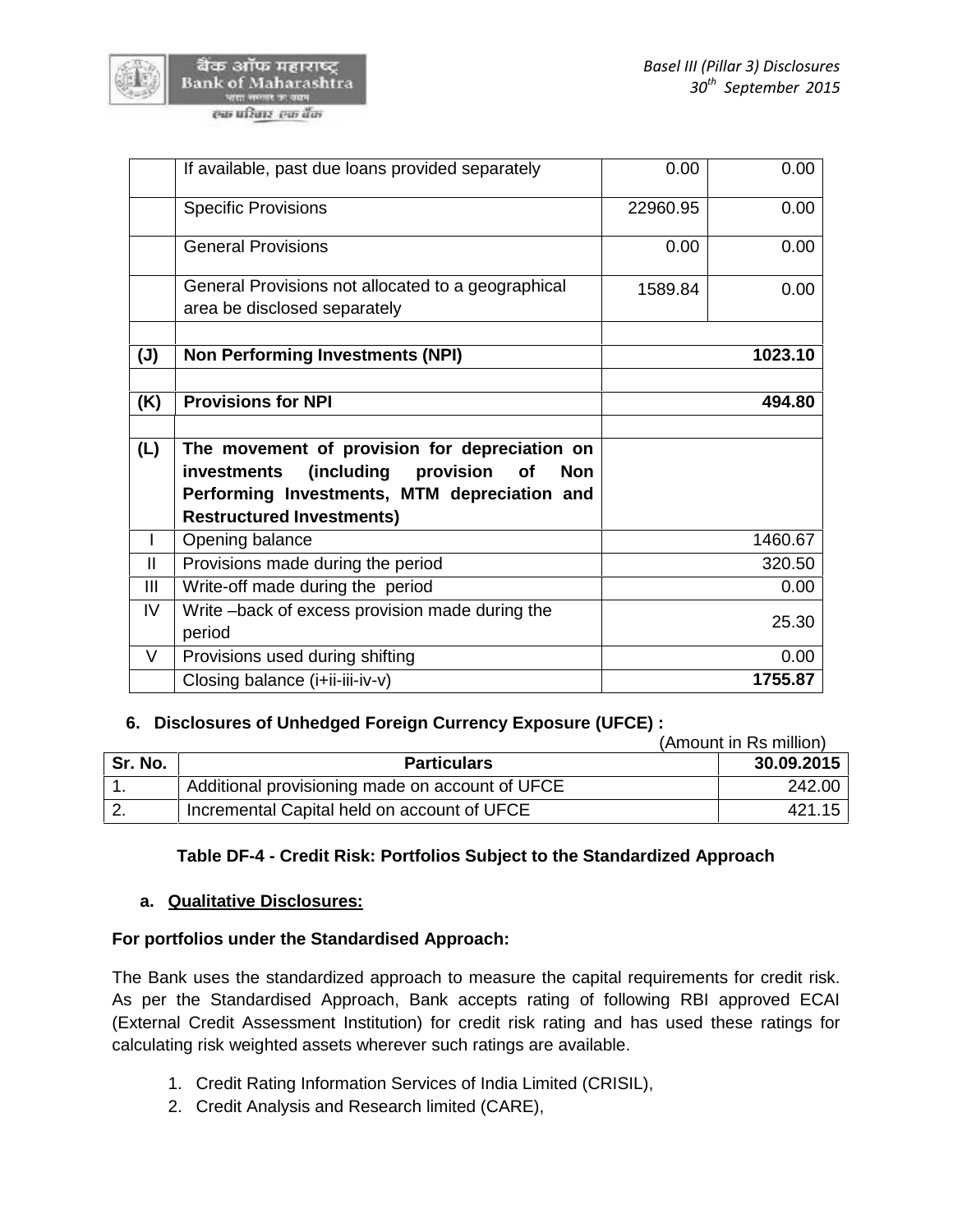|  |  |  |  |
|---|---|---|---|
|  | If available, past due loans provided separately | 0.00 | 0.00 |
|  | Specific Provisions | 22960.95 | 0.00 |
|  | General Provisions | 0.00 | 0.00 |
|  | General Provisions not allocated to a geographical area be disclosed separately | 1589.84 | 0.00 |
|  |  |  |  |
| **(J)** | **Non Performing Investments (NPI)** | | **1023.10** |
|  |  |  |  |
| **(K)** | **Provisions for NPI** | | **494.80** |
|  |  |  |  |
| **(L)** | **The movement of provision for depreciation on investments (including provision of Non Performing Investments, MTM depreciation and Restructured Investments)** | | |
| I | Opening balance | | 1460.67 |
| II | Provisions made during the period | | 320.50 |
| III | Write-off made during the period | | 0.00 |
| IV | Write –back of excess provision made during the period | | 25.30 |
| V | Provisions used during shifting | | 0.00 |
|  | Closing balance (i+ii-iii-iv-v) | | **1755.87** |

### 6. Disclosures of Unhedged Foreign Currency Exposure (UFCE) :

(Amount in Rs million)

| Sr. No. | Particulars | 30.09.2015 |
|---|---|---|
| 1. | Additional provisioning made on account of UFCE | 242.00 |
| 2. | Incremental Capital held on account of UFCE | 421.15 |

## Table DF-4 - Credit Risk: Portfolios Subject to the Standardized Approach

### a. Qualitative Disclosures:

**For portfolios under the Standardised Approach:**

The Bank uses the standardized approach to measure the capital requirements for credit risk. As per the Standardised Approach, Bank accepts rating of following RBI approved ECAI (External Credit Assessment Institution) for credit risk rating and has used these ratings for calculating risk weighted assets wherever such ratings are available.

1. Credit Rating Information Services of India Limited (CRISIL),
2. Credit Analysis and Research limited (CARE),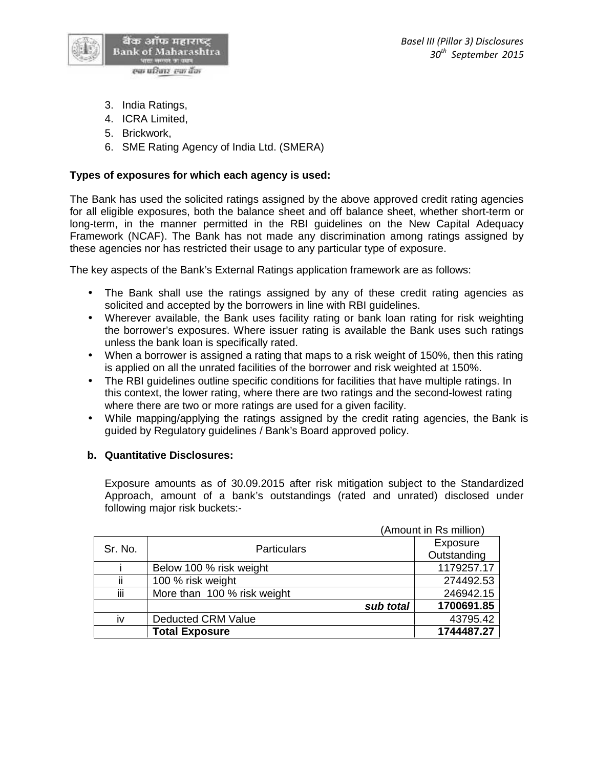3. India Ratings,
4. ICRA Limited,
5. Brickwork,
6. SME Rating Agency of India Ltd. (SMERA)

**Types of exposures for which each agency is used:**

The Bank has used the solicited ratings assigned by the above approved credit rating agencies for all eligible exposures, both the balance sheet and off balance sheet, whether short-term or long-term, in the manner permitted in the RBI guidelines on the New Capital Adequacy Framework (NCAF). The Bank has not made any discrimination among ratings assigned by these agencies nor has restricted their usage to any particular type of exposure.

The key aspects of the Bank's External Ratings application framework are as follows:

- The Bank shall use the ratings assigned by any of these credit rating agencies as solicited and accepted by the borrowers in line with RBI guidelines.
- Wherever available, the Bank uses facility rating or bank loan rating for risk weighting the borrower's exposures. Where issuer rating is available the Bank uses such ratings unless the bank loan is specifically rated.
- When a borrower is assigned a rating that maps to a risk weight of 150%, then this rating is applied on all the unrated facilities of the borrower and risk weighted at 150%.
- The RBI guidelines outline specific conditions for facilities that have multiple ratings. In this context, the lower rating, where there are two ratings and the second-lowest rating where there are two or more ratings are used for a given facility.
- While mapping/applying the ratings assigned by the credit rating agencies, the Bank is guided by Regulatory guidelines / Bank's Board approved policy.

**b. Quantitative Disclosures:**

Exposure amounts as of 30.09.2015 after risk mitigation subject to the Standardized Approach, amount of a bank's outstandings (rated and unrated) disclosed under following major risk buckets:-

(Amount in Rs million)

| Sr. No. | Particulars | Exposure Outstanding |
|---|---|---|
| i | Below 100 % risk weight | 1179257.17 |
| ii | 100 % risk weight | 274492.53 |
| iii | More than 100 % risk weight | 246942.15 |
| | ***sub total*** | **1700691.85** |
| iv | Deducted CRM Value | 43795.42 |
| | **Total Exposure** | **1744487.27** |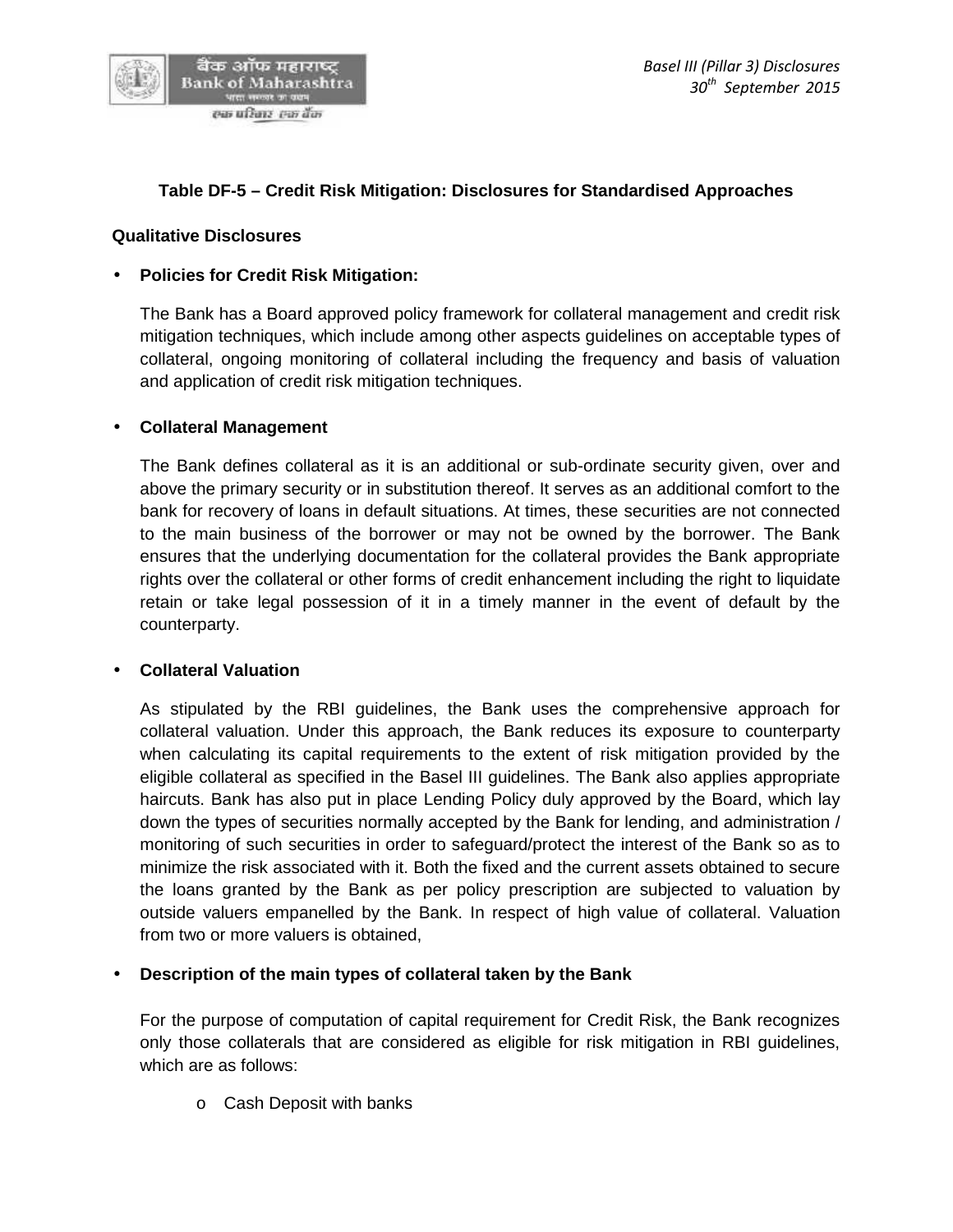## Table DF-5 – Credit Risk Mitigation: Disclosures for Standardised Approaches

### Qualitative Disclosures

- **Policies for Credit Risk Mitigation:**

  The Bank has a Board approved policy framework for collateral management and credit risk mitigation techniques, which include among other aspects guidelines on acceptable types of collateral, ongoing monitoring of collateral including the frequency and basis of valuation and application of credit risk mitigation techniques.

- **Collateral Management**

  The Bank defines collateral as it is an additional or sub-ordinate security given, over and above the primary security or in substitution thereof. It serves as an additional comfort to the bank for recovery of loans in default situations. At times, these securities are not connected to the main business of the borrower or may not be owned by the borrower. The Bank ensures that the underlying documentation for the collateral provides the Bank appropriate rights over the collateral or other forms of credit enhancement including the right to liquidate retain or take legal possession of it in a timely manner in the event of default by the counterparty.

- **Collateral Valuation**

  As stipulated by the RBI guidelines, the Bank uses the comprehensive approach for collateral valuation. Under this approach, the Bank reduces its exposure to counterparty when calculating its capital requirements to the extent of risk mitigation provided by the eligible collateral as specified in the Basel III guidelines. The Bank also applies appropriate haircuts. Bank has also put in place Lending Policy duly approved by the Board, which lay down the types of securities normally accepted by the Bank for lending, and administration / monitoring of such securities in order to safeguard/protect the interest of the Bank so as to minimize the risk associated with it. Both the fixed and the current assets obtained to secure the loans granted by the Bank as per policy prescription are subjected to valuation by outside valuers empanelled by the Bank. In respect of high value of collateral. Valuation from two or more valuers is obtained,

- **Description of the main types of collateral taken by the Bank**

  For the purpose of computation of capital requirement for Credit Risk, the Bank recognizes only those collaterals that are considered as eligible for risk mitigation in RBI guidelines, which are as follows:

  - Cash Deposit with banks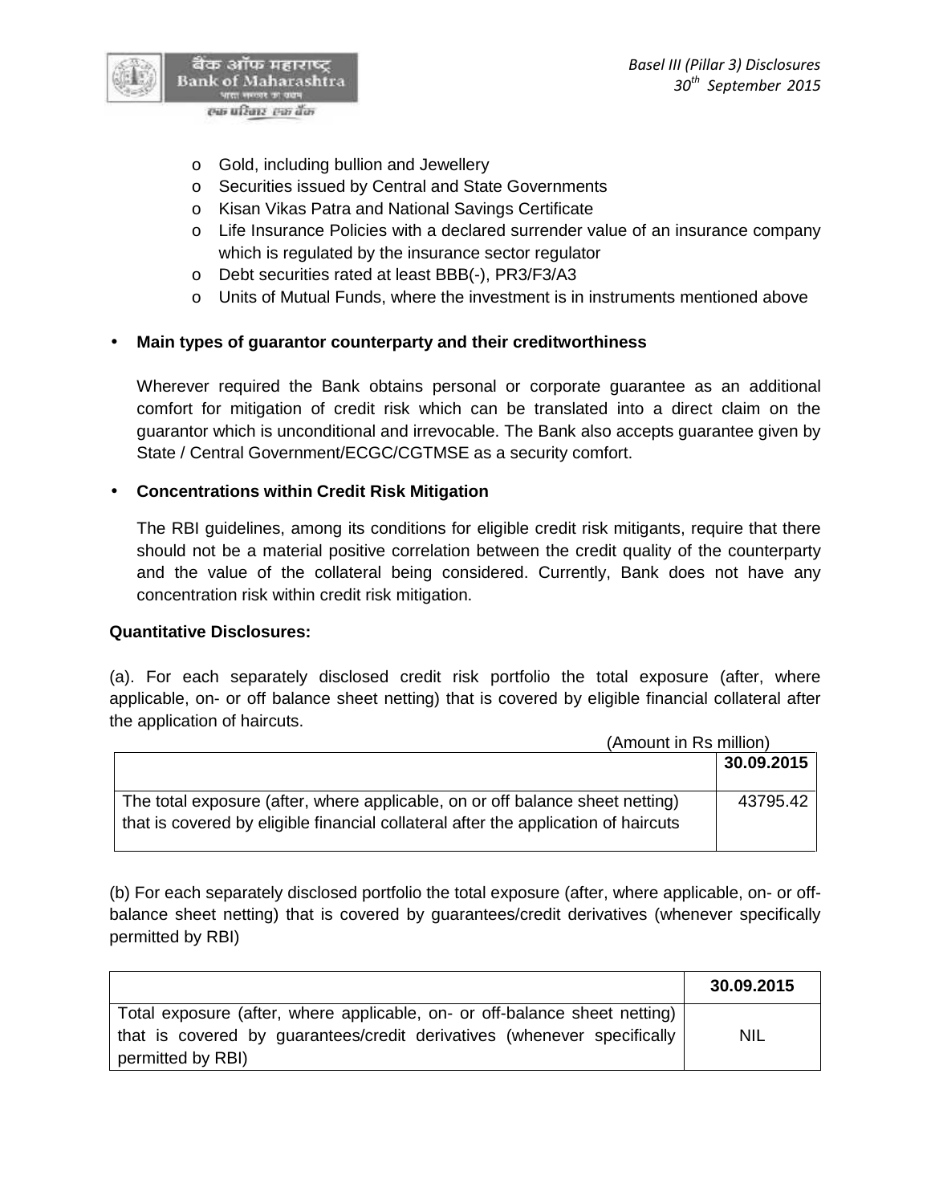- Gold, including bullion and Jewellery
- Securities issued by Central and State Governments
- Kisan Vikas Patra and National Savings Certificate
- Life Insurance Policies with a declared surrender value of an insurance company which is regulated by the insurance sector regulator
- Debt securities rated at least BBB(-), PR3/F3/A3
- Units of Mutual Funds, where the investment is in instruments mentioned above

- **Main types of guarantor counterparty and their creditworthiness**

  Wherever required the Bank obtains personal or corporate guarantee as an additional comfort for mitigation of credit risk which can be translated into a direct claim on the guarantor which is unconditional and irrevocable. The Bank also accepts guarantee given by State / Central Government/ECGC/CGTMSE as a security comfort.

- **Concentrations within Credit Risk Mitigation**

  The RBI guidelines, among its conditions for eligible credit risk mitigants, require that there should not be a material positive correlation between the credit quality of the counterparty and the value of the collateral being considered. Currently, Bank does not have any concentration risk within credit risk mitigation.

**Quantitative Disclosures:**

(a). For each separately disclosed credit risk portfolio the total exposure (after, where applicable, on- or off balance sheet netting) that is covered by eligible financial collateral after the application of haircuts.

(Amount in Rs million)

| | 30.09.2015 |
|---|---|
| The total exposure (after, where applicable, on or off balance sheet netting) that is covered by eligible financial collateral after the application of haircuts | 43795.42 |

(b) For each separately disclosed portfolio the total exposure (after, where applicable, on- or off-balance sheet netting) that is covered by guarantees/credit derivatives (whenever specifically permitted by RBI)

| | 30.09.2015 |
|---|---|
| Total exposure (after, where applicable, on- or off-balance sheet netting) that is covered by guarantees/credit derivatives (whenever specifically permitted by RBI) | NIL |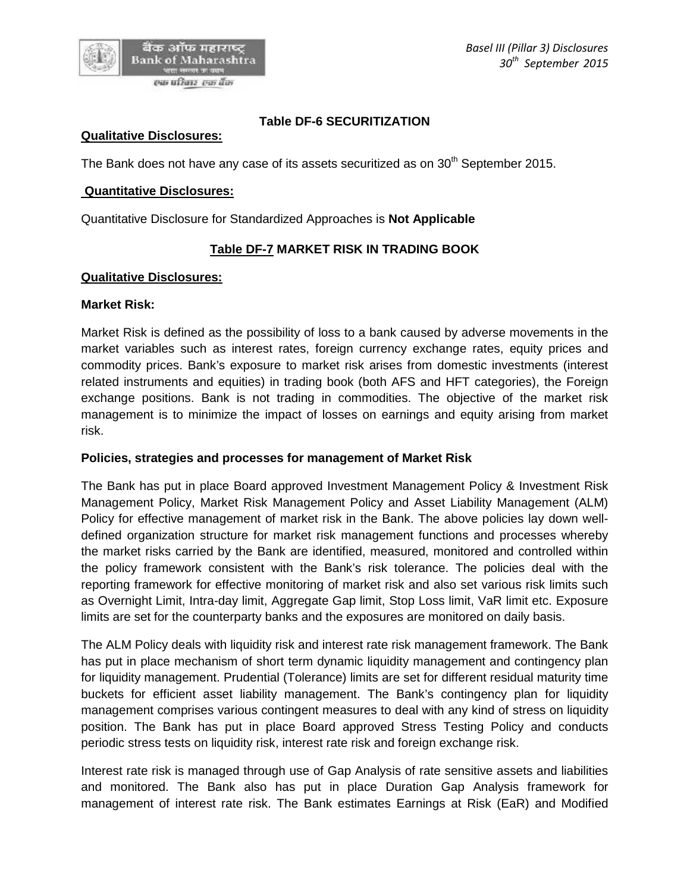**Table DF-6 SECURITIZATION**

**Qualitative Disclosures:**

The Bank does not have any case of its assets securitized as on 30th September 2015.

**Quantitative Disclosures:**

Quantitative Disclosure for Standardized Approaches is **Not Applicable**

**Table DF-7 MARKET RISK IN TRADING BOOK**

**Qualitative Disclosures:**

**Market Risk:**

Market Risk is defined as the possibility of loss to a bank caused by adverse movements in the market variables such as interest rates, foreign currency exchange rates, equity prices and commodity prices. Bank's exposure to market risk arises from domestic investments (interest related instruments and equities) in trading book (both AFS and HFT categories), the Foreign exchange positions. Bank is not trading in commodities. The objective of the market risk management is to minimize the impact of losses on earnings and equity arising from market risk.

**Policies, strategies and processes for management of Market Risk**

The Bank has put in place Board approved Investment Management Policy & Investment Risk Management Policy, Market Risk Management Policy and Asset Liability Management (ALM) Policy for effective management of market risk in the Bank. The above policies lay down well-defined organization structure for market risk management functions and processes whereby the market risks carried by the Bank are identified, measured, monitored and controlled within the policy framework consistent with the Bank's risk tolerance. The policies deal with the reporting framework for effective monitoring of market risk and also set various risk limits such as Overnight Limit, Intra-day limit, Aggregate Gap limit, Stop Loss limit, VaR limit etc. Exposure limits are set for the counterparty banks and the exposures are monitored on daily basis.

The ALM Policy deals with liquidity risk and interest rate risk management framework. The Bank has put in place mechanism of short term dynamic liquidity management and contingency plan for liquidity management. Prudential (Tolerance) limits are set for different residual maturity time buckets for efficient asset liability management. The Bank's contingency plan for liquidity management comprises various contingent measures to deal with any kind of stress on liquidity position. The Bank has put in place Board approved Stress Testing Policy and conducts periodic stress tests on liquidity risk, interest rate risk and foreign exchange risk.

Interest rate risk is managed through use of Gap Analysis of rate sensitive assets and liabilities and monitored. The Bank also has put in place Duration Gap Analysis framework for management of interest rate risk. The Bank estimates Earnings at Risk (EaR) and Modified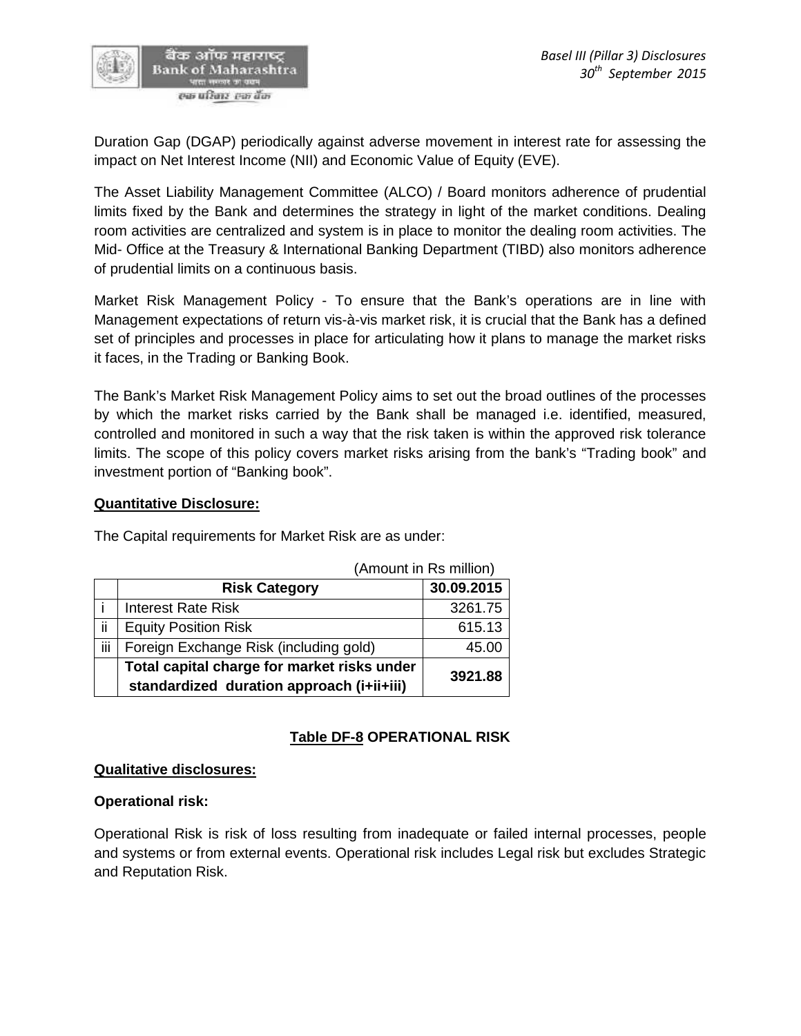Duration Gap (DGAP) periodically against adverse movement in interest rate for assessing the impact on Net Interest Income (NII) and Economic Value of Equity (EVE).

The Asset Liability Management Committee (ALCO) / Board monitors adherence of prudential limits fixed by the Bank and determines the strategy in light of the market conditions. Dealing room activities are centralized and system is in place to monitor the dealing room activities. The Mid- Office at the Treasury & International Banking Department (TIBD) also monitors adherence of prudential limits on a continuous basis.

Market Risk Management Policy - To ensure that the Bank's operations are in line with Management expectations of return vis-à-vis market risk, it is crucial that the Bank has a defined set of principles and processes in place for articulating how it plans to manage the market risks it faces, in the Trading or Banking Book.

The Bank's Market Risk Management Policy aims to set out the broad outlines of the processes by which the market risks carried by the Bank shall be managed i.e. identified, measured, controlled and monitored in such a way that the risk taken is within the approved risk tolerance limits. The scope of this policy covers market risks arising from the bank's "Trading book" and investment portion of "Banking book".

**Quantitative Disclosure:**

The Capital requirements for Market Risk are as under:

(Amount in Rs million)

| | Risk Category | 30.09.2015 |
|---|---|---|
| i | Interest Rate Risk | 3261.75 |
| ii | Equity Position Risk | 615.13 |
| iii | Foreign Exchange Risk (including gold) | 45.00 |
| | **Total capital charge for market risks under standardized duration approach (i+ii+iii)** | **3921.88** |

## Table DF-8 OPERATIONAL RISK

**Qualitative disclosures:**

**Operational risk:**

Operational Risk is risk of loss resulting from inadequate or failed internal processes, people and systems or from external events. Operational risk includes Legal risk but excludes Strategic and Reputation Risk.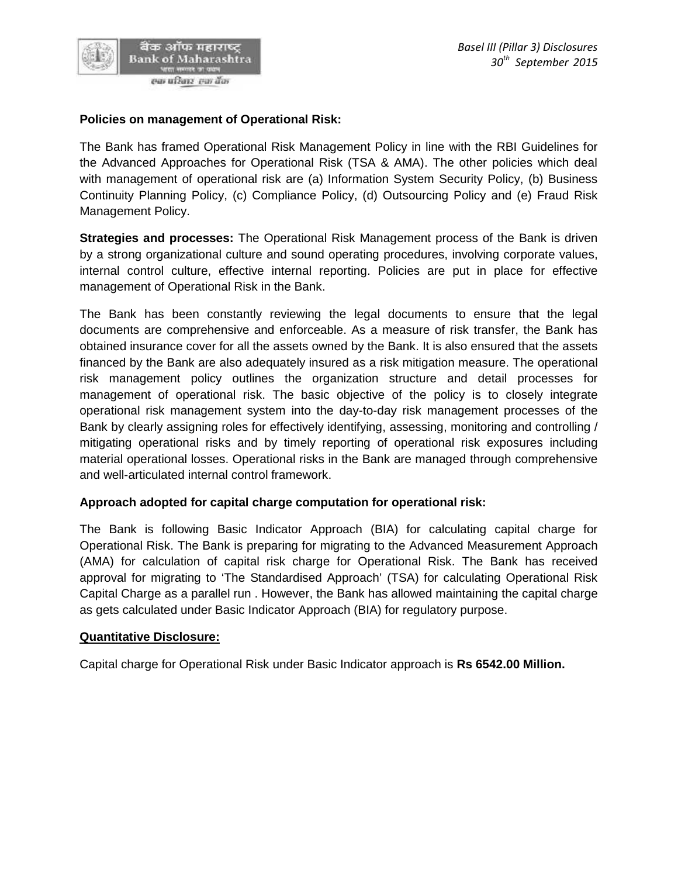**Policies on management of Operational Risk:**

The Bank has framed Operational Risk Management Policy in line with the RBI Guidelines for the Advanced Approaches for Operational Risk (TSA & AMA). The other policies which deal with management of operational risk are (a) Information System Security Policy, (b) Business Continuity Planning Policy, (c) Compliance Policy, (d) Outsourcing Policy and (e) Fraud Risk Management Policy.

**Strategies and processes:** The Operational Risk Management process of the Bank is driven by a strong organizational culture and sound operating procedures, involving corporate values, internal control culture, effective internal reporting. Policies are put in place for effective management of Operational Risk in the Bank.

The Bank has been constantly reviewing the legal documents to ensure that the legal documents are comprehensive and enforceable. As a measure of risk transfer, the Bank has obtained insurance cover for all the assets owned by the Bank. It is also ensured that the assets financed by the Bank are also adequately insured as a risk mitigation measure. The operational risk management policy outlines the organization structure and detail processes for management of operational risk. The basic objective of the policy is to closely integrate operational risk management system into the day-to-day risk management processes of the Bank by clearly assigning roles for effectively identifying, assessing, monitoring and controlling / mitigating operational risks and by timely reporting of operational risk exposures including material operational losses. Operational risks in the Bank are managed through comprehensive and well-articulated internal control framework.

**Approach adopted for capital charge computation for operational risk:**

The Bank is following Basic Indicator Approach (BIA) for calculating capital charge for Operational Risk. The Bank is preparing for migrating to the Advanced Measurement Approach (AMA) for calculation of capital risk charge for Operational Risk. The Bank has received approval for migrating to 'The Standardised Approach' (TSA) for calculating Operational Risk Capital Charge as a parallel run . However, the Bank has allowed maintaining the capital charge as gets calculated under Basic Indicator Approach (BIA) for regulatory purpose.

**Quantitative Disclosure:**

Capital charge for Operational Risk under Basic Indicator approach is **Rs 6542.00 Million.**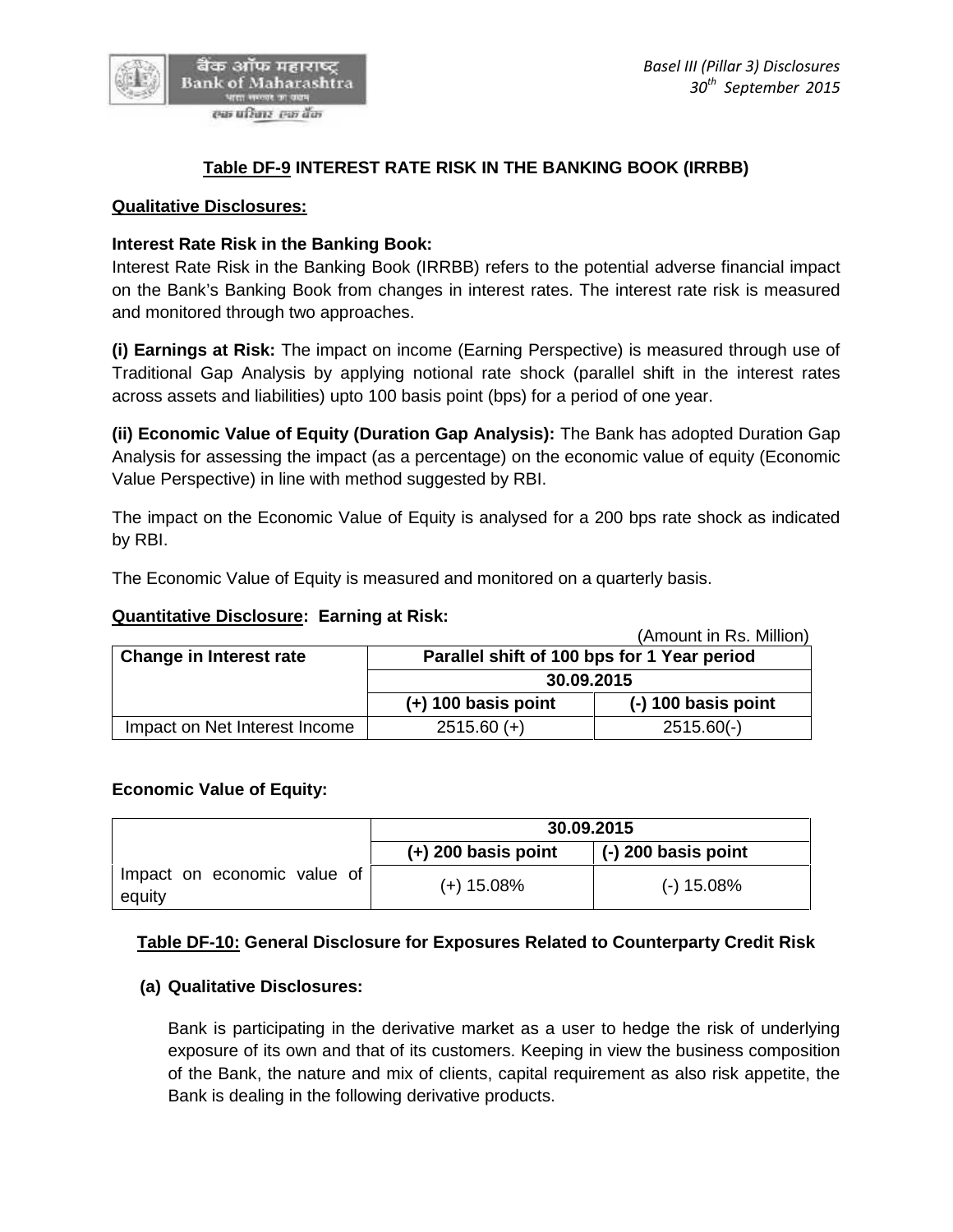## **Table DF-9** INTEREST RATE RISK IN THE BANKING BOOK (IRRBB)

**Qualitative Disclosures:**

**Interest Rate Risk in the Banking Book:**

Interest Rate Risk in the Banking Book (IRRBB) refers to the potential adverse financial impact on the Bank's Banking Book from changes in interest rates. The interest rate risk is measured and monitored through two approaches.

**(i) Earnings at Risk:** The impact on income (Earning Perspective) is measured through use of Traditional Gap Analysis by applying notional rate shock (parallel shift in the interest rates across assets and liabilities) upto 100 basis point (bps) for a period of one year.

**(ii) Economic Value of Equity (Duration Gap Analysis):** The Bank has adopted Duration Gap Analysis for assessing the impact (as a percentage) on the economic value of equity (Economic Value Perspective) in line with method suggested by RBI.

The impact on the Economic Value of Equity is analysed for a 200 bps rate shock as indicated by RBI.

The Economic Value of Equity is measured and monitored on a quarterly basis.

**Quantitative Disclosure: Earning at Risk:**

(Amount in Rs. Million)

| Change in Interest rate | Parallel shift of 100 bps for 1 Year period | |
|---|---|---|
| | 30.09.2015 | |
| | (+) 100 basis point | (-) 100 basis point |
| Impact on Net Interest Income | 2515.60 (+) | 2515.60(-) |

**Economic Value of Equity:**

| | 30.09.2015 | |
|---|---|---|
| | (+) 200 basis point | (-) 200 basis point |
| Impact on economic value of equity | (+) 15.08% | (-) 15.08% |

## **Table DF-10:** General Disclosure for Exposures Related to Counterparty Credit Risk

**(a) Qualitative Disclosures:**

Bank is participating in the derivative market as a user to hedge the risk of underlying exposure of its own and that of its customers. Keeping in view the business composition of the Bank, the nature and mix of clients, capital requirement as also risk appetite, the Bank is dealing in the following derivative products.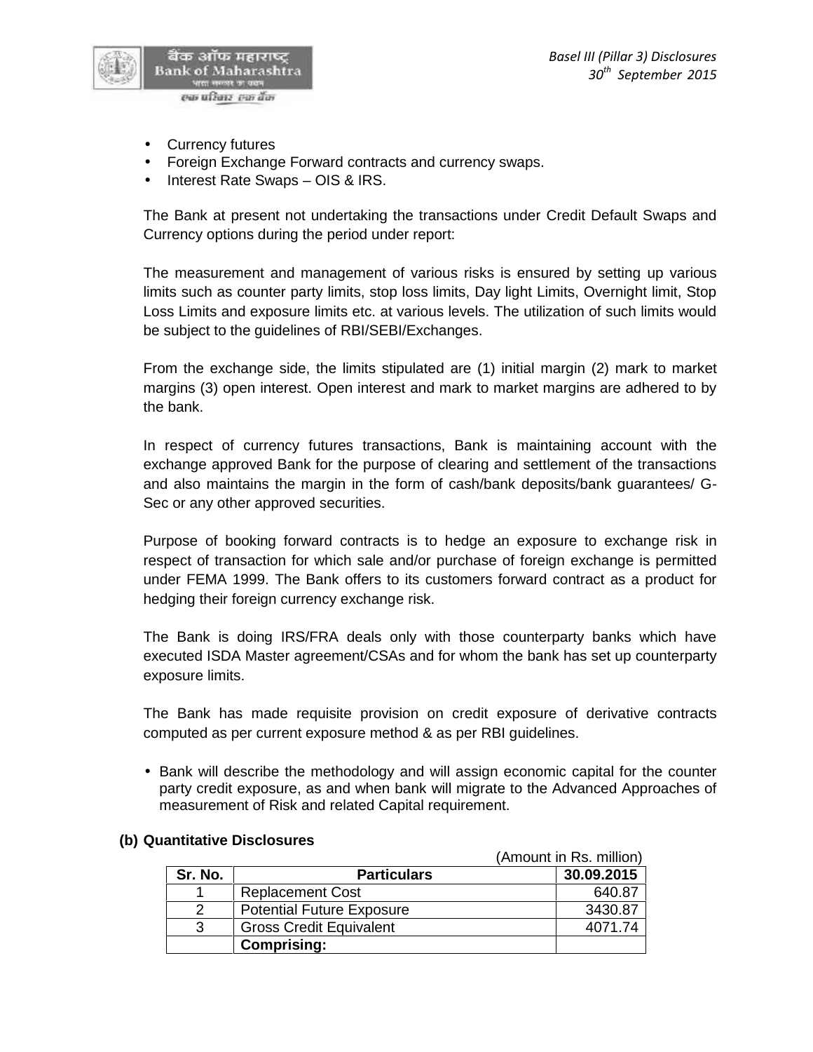- Currency futures
- Foreign Exchange Forward contracts and currency swaps.
- Interest Rate Swaps – OIS & IRS.

The Bank at present not undertaking the transactions under Credit Default Swaps and Currency options during the period under report:

The measurement and management of various risks is ensured by setting up various limits such as counter party limits, stop loss limits, Day light Limits, Overnight limit, Stop Loss Limits and exposure limits etc. at various levels. The utilization of such limits would be subject to the guidelines of RBI/SEBI/Exchanges.

From the exchange side, the limits stipulated are (1) initial margin (2) mark to market margins (3) open interest. Open interest and mark to market margins are adhered to by the bank.

In respect of currency futures transactions, Bank is maintaining account with the exchange approved Bank for the purpose of clearing and settlement of the transactions and also maintains the margin in the form of cash/bank deposits/bank guarantees/ G-Sec or any other approved securities.

Purpose of booking forward contracts is to hedge an exposure to exchange risk in respect of transaction for which sale and/or purchase of foreign exchange is permitted under FEMA 1999. The Bank offers to its customers forward contract as a product for hedging their foreign currency exchange risk.

The Bank is doing IRS/FRA deals only with those counterparty banks which have executed ISDA Master agreement/CSAs and for whom the bank has set up counterparty exposure limits.

The Bank has made requisite provision on credit exposure of derivative contracts computed as per current exposure method & as per RBI guidelines.

- Bank will describe the methodology and will assign economic capital for the counter party credit exposure, as and when bank will migrate to the Advanced Approaches of measurement of Risk and related Capital requirement.

**(b) Quantitative Disclosures**

(Amount in Rs. million)

| Sr. No. | Particulars | 30.09.2015 |
|---|---|---|
| 1 | Replacement Cost | 640.87 |
| 2 | Potential Future Exposure | 3430.87 |
| 3 | Gross Credit Equivalent | 4071.74 |
| | **Comprising:** | |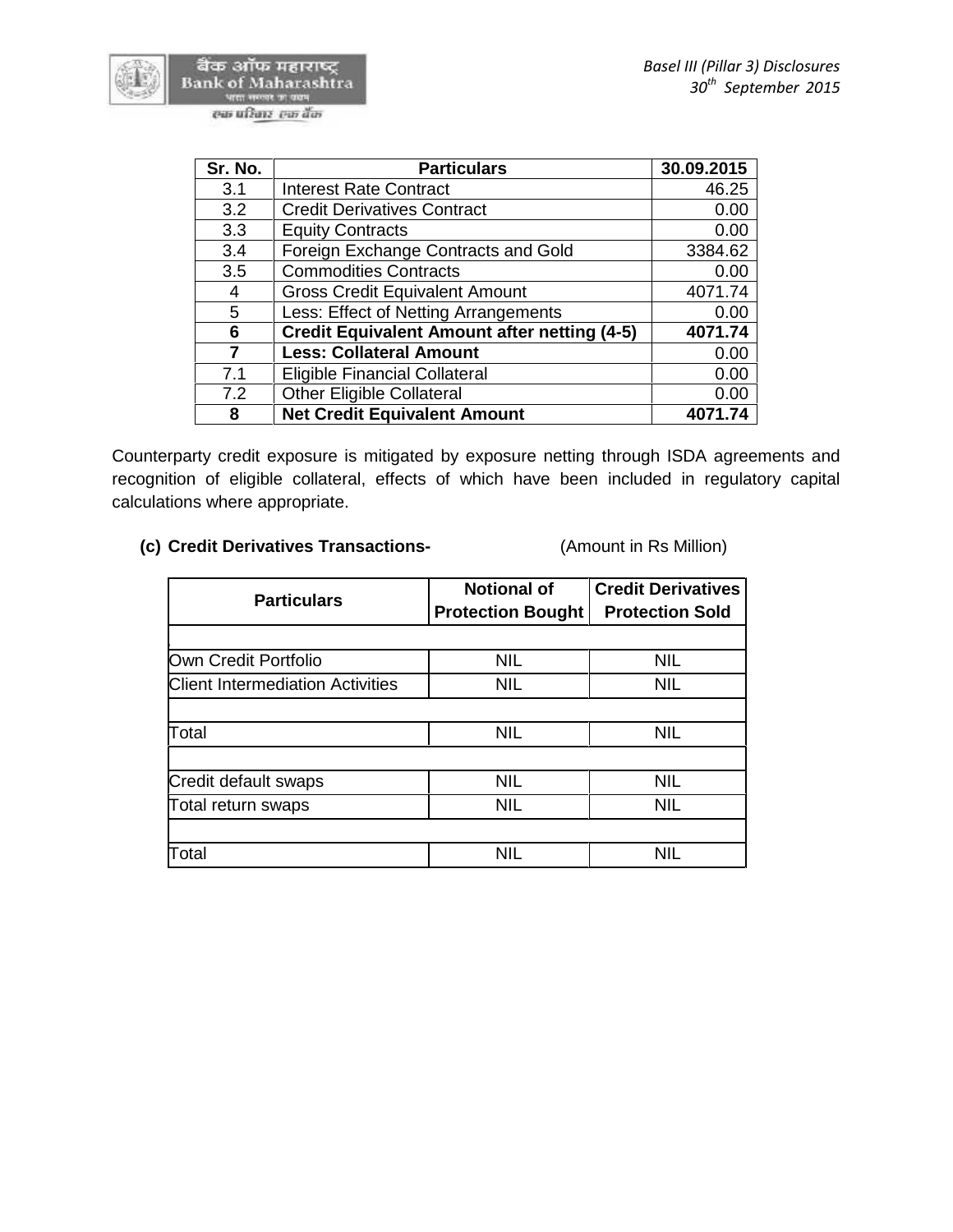| Sr. No. | Particulars | 30.09.2015 |
|---|---|---|
| 3.1 | Interest Rate Contract | 46.25 |
| 3.2 | Credit Derivatives Contract | 0.00 |
| 3.3 | Equity Contracts | 0.00 |
| 3.4 | Foreign Exchange Contracts and Gold | 3384.62 |
| 3.5 | Commodities Contracts | 0.00 |
| 4 | Gross Credit Equivalent Amount | 4071.74 |
| 5 | Less: Effect of Netting Arrangements | 0.00 |
| **6** | **Credit Equivalent Amount after netting (4-5)** | **4071.74** |
| **7** | **Less: Collateral Amount** | 0.00 |
| 7.1 | Eligible Financial Collateral | 0.00 |
| 7.2 | Other Eligible Collateral | 0.00 |
| **8** | **Net Credit Equivalent Amount** | **4071.74** |

Counterparty credit exposure is mitigated by exposure netting through ISDA agreements and recognition of eligible collateral, effects of which have been included in regulatory capital calculations where appropriate.

**(c) Credit Derivatives Transactions-** (Amount in Rs Million)

| Particulars | Notional of Protection Bought | Credit Derivatives Protection Sold |
|---|---|---|
| | | |
| Own Credit Portfolio | NIL | NIL |
| Client Intermediation Activities | NIL | NIL |
| | | |
| Total | NIL | NIL |
| | | |
| Credit default swaps | NIL | NIL |
| Total return swaps | NIL | NIL |
| | | |
| Total | NIL | NIL |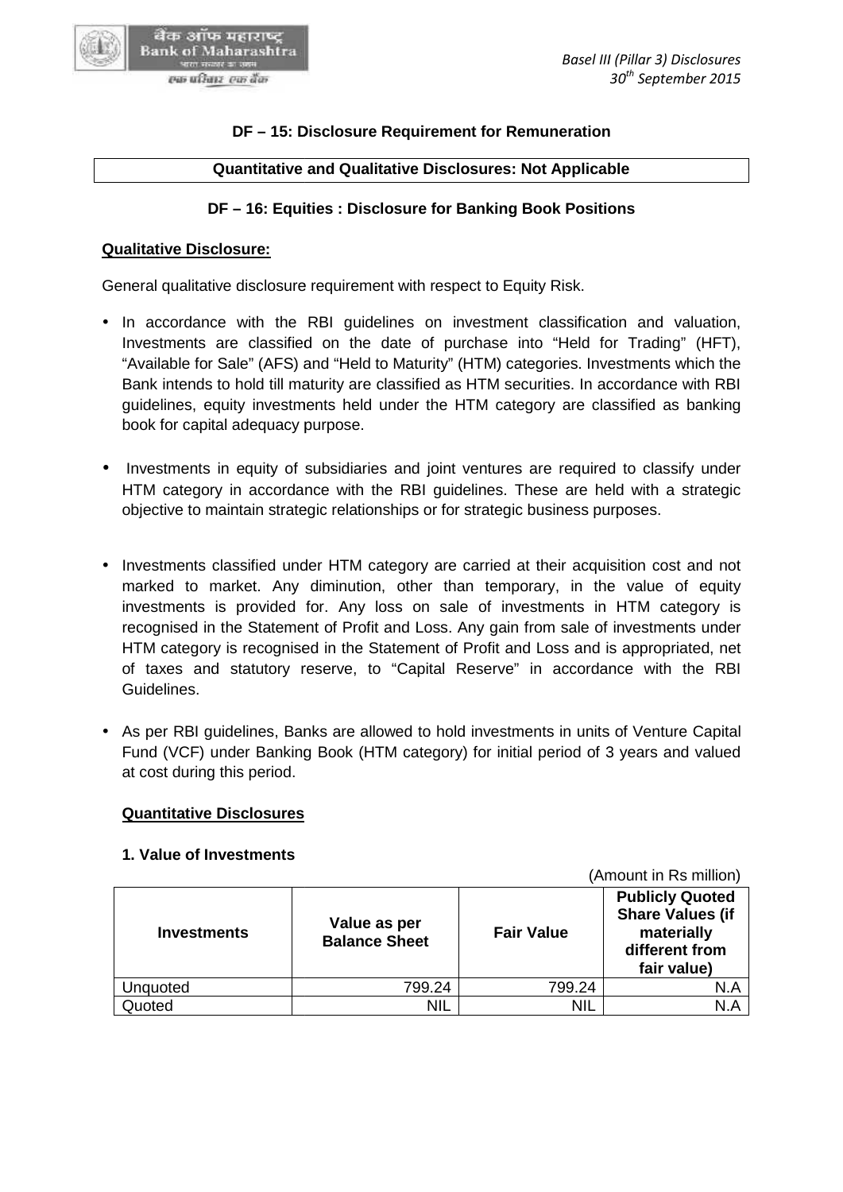# DF – 15: Disclosure Requirement for Remuneration

| Quantitative and Qualitative Disclosures: Not Applicable |
|---|

# DF – 16: Equities : Disclosure for Banking Book Positions

**Qualitative Disclosure:**

General qualitative disclosure requirement with respect to Equity Risk.

- In accordance with the RBI guidelines on investment classification and valuation, Investments are classified on the date of purchase into "Held for Trading" (HFT), "Available for Sale" (AFS) and "Held to Maturity" (HTM) categories. Investments which the Bank intends to hold till maturity are classified as HTM securities. In accordance with RBI guidelines, equity investments held under the HTM category are classified as banking book for capital adequacy purpose.

- Investments in equity of subsidiaries and joint ventures are required to classify under HTM category in accordance with the RBI guidelines. These are held with a strategic objective to maintain strategic relationships or for strategic business purposes.

- Investments classified under HTM category are carried at their acquisition cost and not marked to market. Any diminution, other than temporary, in the value of equity investments is provided for. Any loss on sale of investments in HTM category is recognised in the Statement of Profit and Loss. Any gain from sale of investments under HTM category is recognised in the Statement of Profit and Loss and is appropriated, net of taxes and statutory reserve, to "Capital Reserve" in accordance with the RBI Guidelines.

- As per RBI guidelines, Banks are allowed to hold investments in units of Venture Capital Fund (VCF) under Banking Book (HTM category) for initial period of 3 years and valued at cost during this period.

**Quantitative Disclosures**

**1. Value of Investments**

(Amount in Rs million)

| Investments | Value as per Balance Sheet | Fair Value | Publicly Quoted Share Values (if materially different from fair value) |
|---|---|---|---|
| Unquoted | 799.24 | 799.24 | N.A |
| Quoted | NIL | NIL | N.A |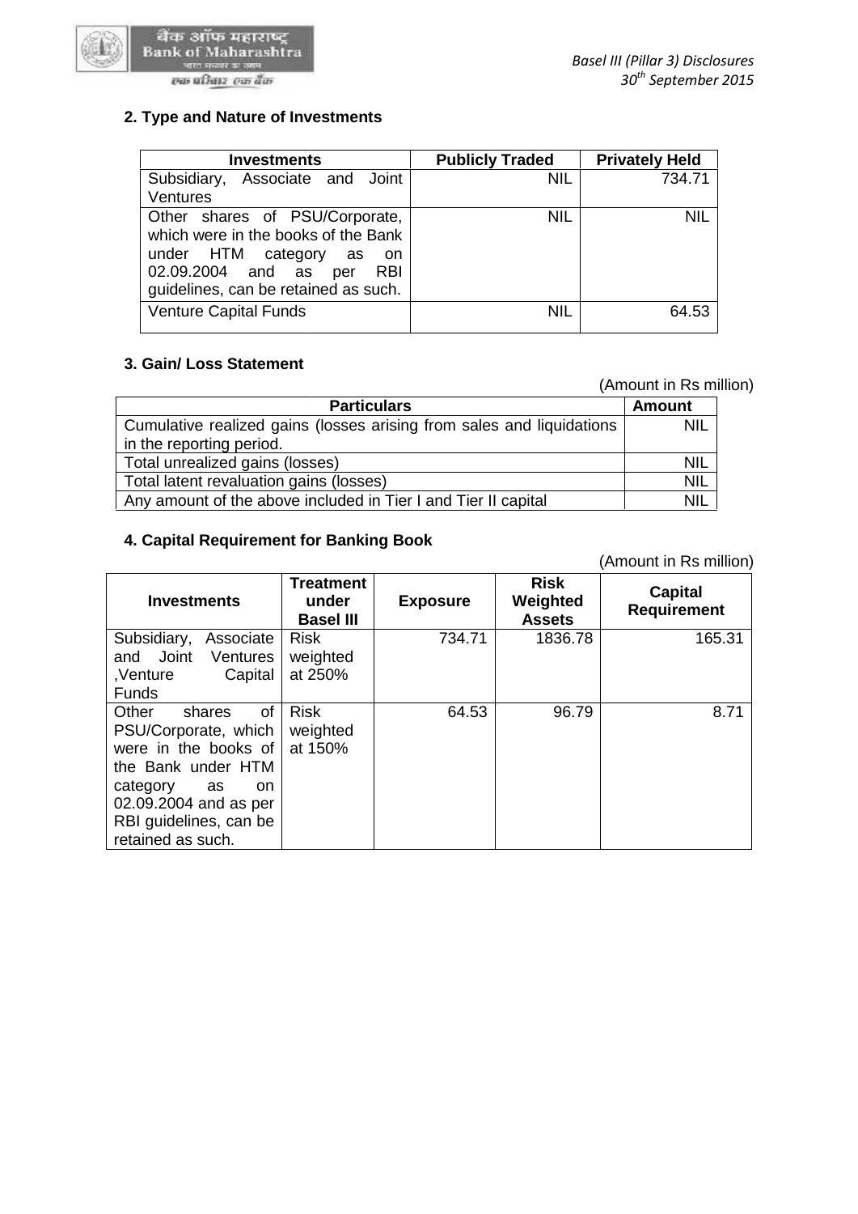## 2. Type and Nature of Investments

| Investments | Publicly Traded | Privately Held |
|---|---|---|
| Subsidiary, Associate and Joint Ventures | NIL | 734.71 |
| Other shares of PSU/Corporate, which were in the books of the Bank under HTM category as on 02.09.2004 and as per RBI guidelines, can be retained as such. | NIL | NIL |
| Venture Capital Funds | NIL | 64.53 |

## 3. Gain/ Loss Statement

(Amount in Rs million)

| Particulars | Amount |
|---|---|
| Cumulative realized gains (losses arising from sales and liquidations in the reporting period. | NIL |
| Total unrealized gains (losses) | NIL |
| Total latent revaluation gains (losses) | NIL |
| Any amount of the above included in Tier I and Tier II capital | NIL |

## 4. Capital Requirement for Banking Book

(Amount in Rs million)

| Investments | Treatment under Basel III | Exposure | Risk Weighted Assets | Capital Requirement |
|---|---|---|---|---|
| Subsidiary, Associate and Joint Ventures ,Venture Capital Funds | Risk weighted at 250% | 734.71 | 1836.78 | 165.31 |
| Other shares of PSU/Corporate, which were in the books of the Bank under HTM category as on 02.09.2004 and as per RBI guidelines, can be retained as such. | Risk weighted at 150% | 64.53 | 96.79 | 8.71 |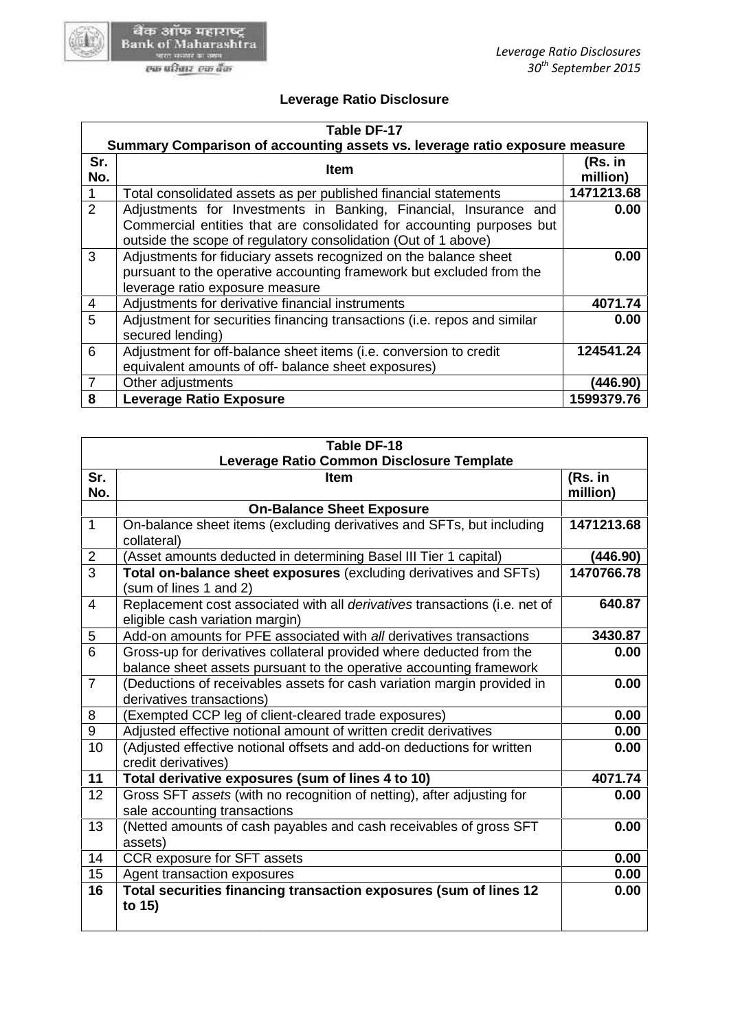# Leverage Ratio Disclosure

| Table DF-17 Summary Comparison of accounting assets vs. leverage ratio exposure measure | | |
|---|---|---|
| **Sr. No.** | **Item** | **(Rs. in million)** |
| 1 | Total consolidated assets as per published financial statements | **1471213.68** |
| 2 | Adjustments for Investments in Banking, Financial, Insurance and Commercial entities that are consolidated for accounting purposes but outside the scope of regulatory consolidation (Out of 1 above) | **0.00** |
| 3 | Adjustments for fiduciary assets recognized on the balance sheet pursuant to the operative accounting framework but excluded from the leverage ratio exposure measure | **0.00** |
| 4 | Adjustments for derivative financial instruments | **4071.74** |
| 5 | Adjustment for securities financing transactions (i.e. repos and similar secured lending) | **0.00** |
| 6 | Adjustment for off-balance sheet items (i.e. conversion to credit equivalent amounts of off- balance sheet exposures) | **124541.24** |
| 7 | Other adjustments | **(446.90)** |
| **8** | **Leverage Ratio Exposure** | **1599379.76** |

| Table DF-18 Leverage Ratio Common Disclosure Template | | |
|---|---|---|
| **Sr. No.** | **Item** | **(Rs. in million)** |
| | **On-Balance Sheet Exposure** | |
| 1 | On-balance sheet items (excluding derivatives and SFTs, but including collateral) | **1471213.68** |
| 2 | (Asset amounts deducted in determining Basel III Tier 1 capital) | **(446.90)** |
| 3 | **Total on-balance sheet exposures** (excluding derivatives and SFTs) (sum of lines 1 and 2) | **1470766.78** |
| 4 | Replacement cost associated with all *derivatives* transactions (i.e. net of eligible cash variation margin) | **640.87** |
| 5 | Add-on amounts for PFE associated with *all* derivatives transactions | **3430.87** |
| 6 | Gross-up for derivatives collateral provided where deducted from the balance sheet assets pursuant to the operative accounting framework | **0.00** |
| 7 | (Deductions of receivables assets for cash variation margin provided in derivatives transactions) | **0.00** |
| 8 | (Exempted CCP leg of client-cleared trade exposures) | **0.00** |
| 9 | Adjusted effective notional amount of written credit derivatives | **0.00** |
| 10 | (Adjusted effective notional offsets and add-on deductions for written credit derivatives) | **0.00** |
| **11** | **Total derivative exposures (sum of lines 4 to 10)** | **4071.74** |
| 12 | Gross SFT *assets* (with no recognition of netting), after adjusting for sale accounting transactions | **0.00** |
| 13 | (Netted amounts of cash payables and cash receivables of gross SFT assets) | **0.00** |
| 14 | CCR exposure for SFT assets | **0.00** |
| 15 | Agent transaction exposures | **0.00** |
| **16** | **Total securities financing transaction exposures (sum of lines 12 to 15)** | **0.00** |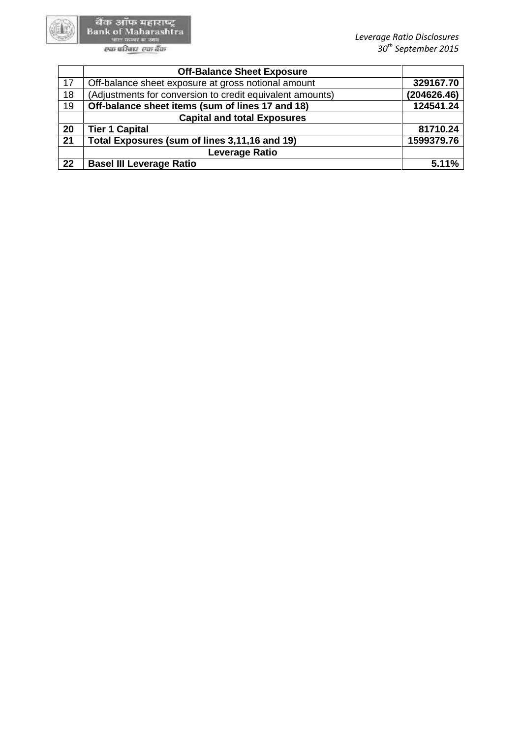| | | |
|---|---|---|
| | **Off-Balance Sheet Exposure** | |
| 17 | Off-balance sheet exposure at gross notional amount | **329167.70** |
| 18 | (Adjustments for conversion to credit equivalent amounts) | **(204626.46)** |
| 19 | **Off-balance sheet items (sum of lines 17 and 18)** | **124541.24** |
| | **Capital and total Exposures** | |
| **20** | **Tier 1 Capital** | **81710.24** |
| **21** | **Total Exposures (sum of lines 3,11,16 and 19)** | **1599379.76** |
| | **Leverage Ratio** | |
| **22** | **Basel III Leverage Ratio** | **5.11%** |